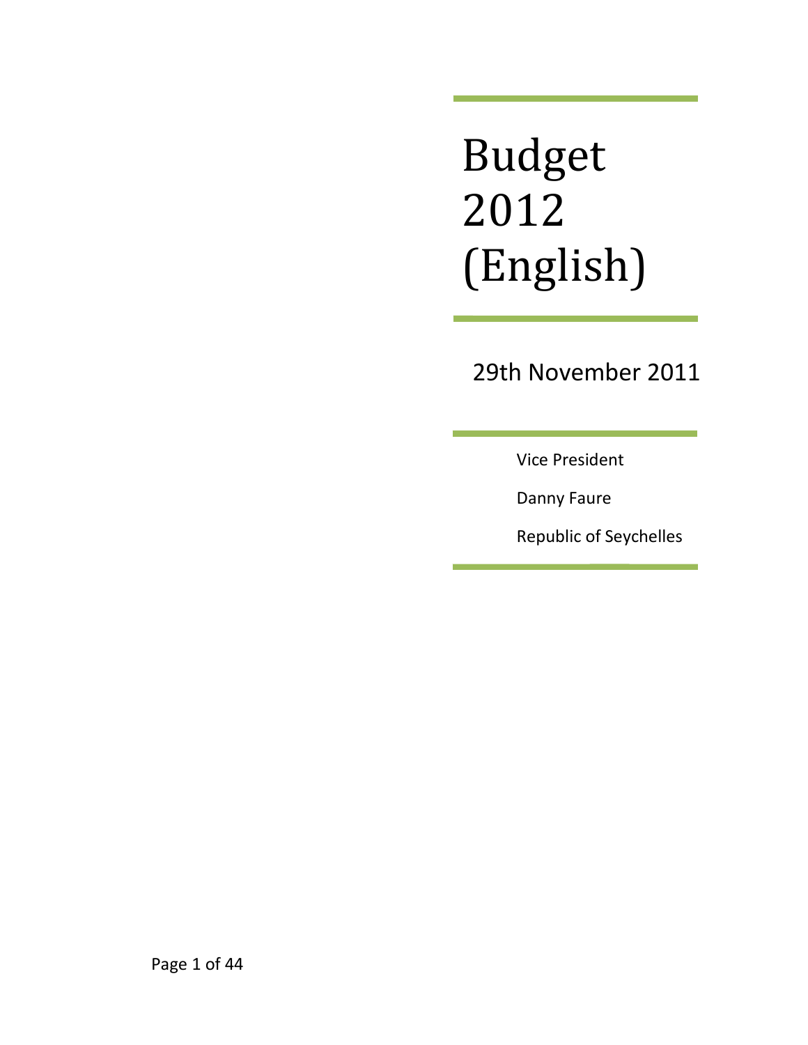# Budget 2012 (English)

29th November 2011

Vice President

Danny Faure

Republic of Seychelles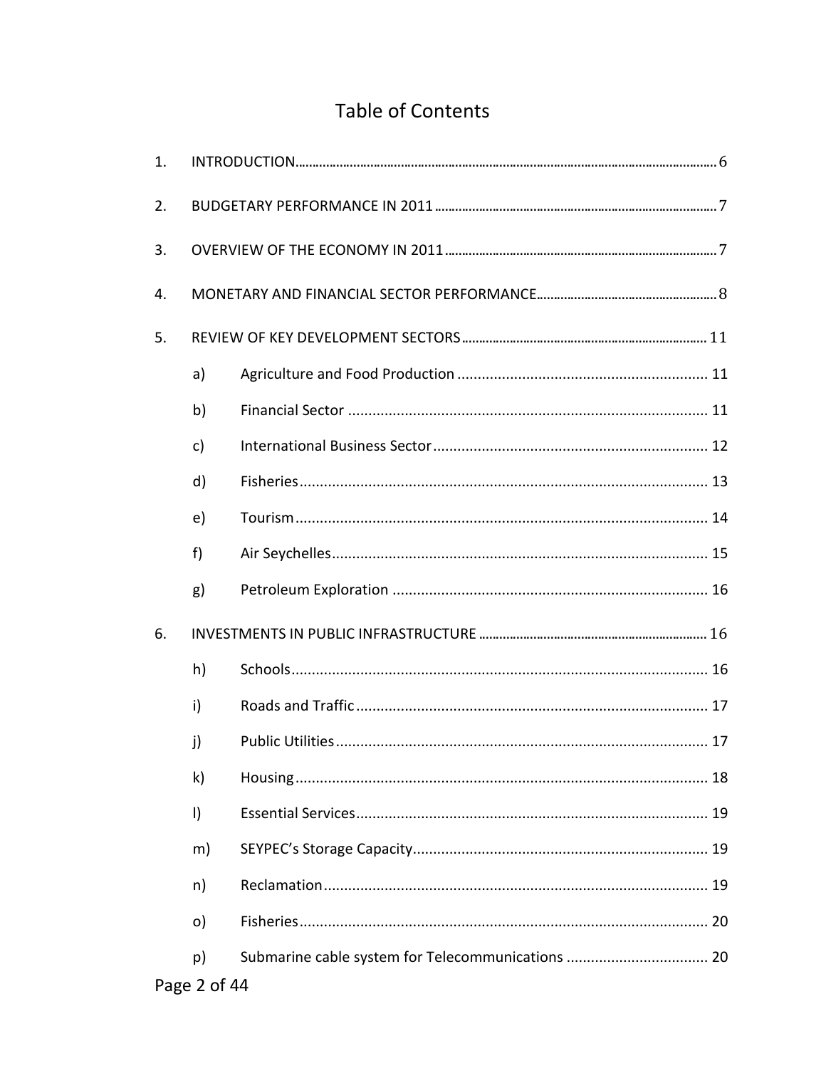# Table of Contents

1. INTRODUCTION ........ 6
2. BUDGETARY PERFORMANCE IN 2011 ........ 7
3. OVERVIEW OF THE ECONOMY IN 2011 ........ 7
4. MONETARY AND FINANCIAL SECTOR PERFORMANCE ........ 8
5. REVIEW OF KEY DEVELOPMENT SECTORS ........ 11
    - a) Agriculture and Food Production ........ 11
    - b) Financial Sector ........ 11
    - c) International Business Sector ........ 12
    - d) Fisheries ........ 13
    - e) Tourism ........ 14
    - f) Air Seychelles ........ 15
    - g) Petroleum Exploration ........ 16
6. INVESTMENTS IN PUBLIC INFRASTRUCTURE ........ 16
    - h) Schools ........ 16
    - i) Roads and Traffic ........ 17
    - j) Public Utilities ........ 17
    - k) Housing ........ 18
    - l) Essential Services ........ 19
    - m) SEYPEC's Storage Capacity ........ 19
    - n) Reclamation ........ 19
    - o) Fisheries ........ 20
    - p) Submarine cable system for Telecommunications ........ 20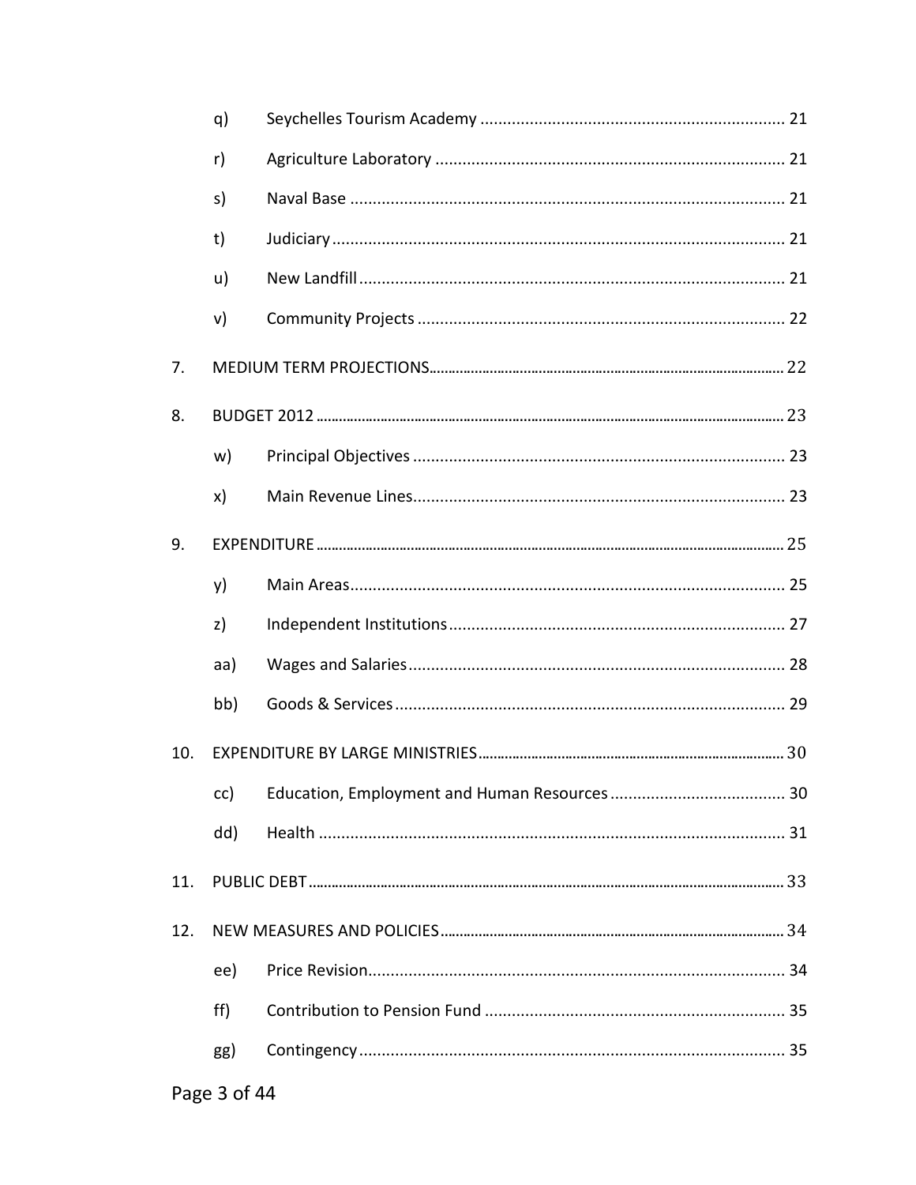q) Seychelles Tourism Academy ................................................................. 21

r) Agriculture Laboratory ......................................................................... 21

s) Naval Base ............................................................................................ 21

t) Judiciary ................................................................................................ 21

u) New Landfill ........................................................................................... 21

v) Community Projects ............................................................................... 22

7. MEDIUM TERM PROJECTIONS ........................................................................... 22

8. BUDGET 2012 ........................................................................................................ 23

w) Principal Objectives ................................................................................ 23

x) Main Revenue Lines ................................................................................ 23

9. EXPENDITURE ...................................................................................................... 25

y) Main Areas .............................................................................................. 25

z) Independent Institutions ......................................................................... 27

aa) Wages and Salaries ................................................................................. 28

bb) Goods & Services .................................................................................... 29

10. EXPENDITURE BY LARGE MINISTRIES ............................................................... 30

cc) Education, Employment and Human Resources ...................................... 30

dd) Health ...................................................................................................... 31

11. PUBLIC DEBT ........................................................................................................ 33

12. NEW MEASURES AND POLICIES ......................................................................... 34

ee) Price Revision .......................................................................................... 34

ff) Contribution to Pension Fund ................................................................. 35

gg) Contingency ............................................................................................. 35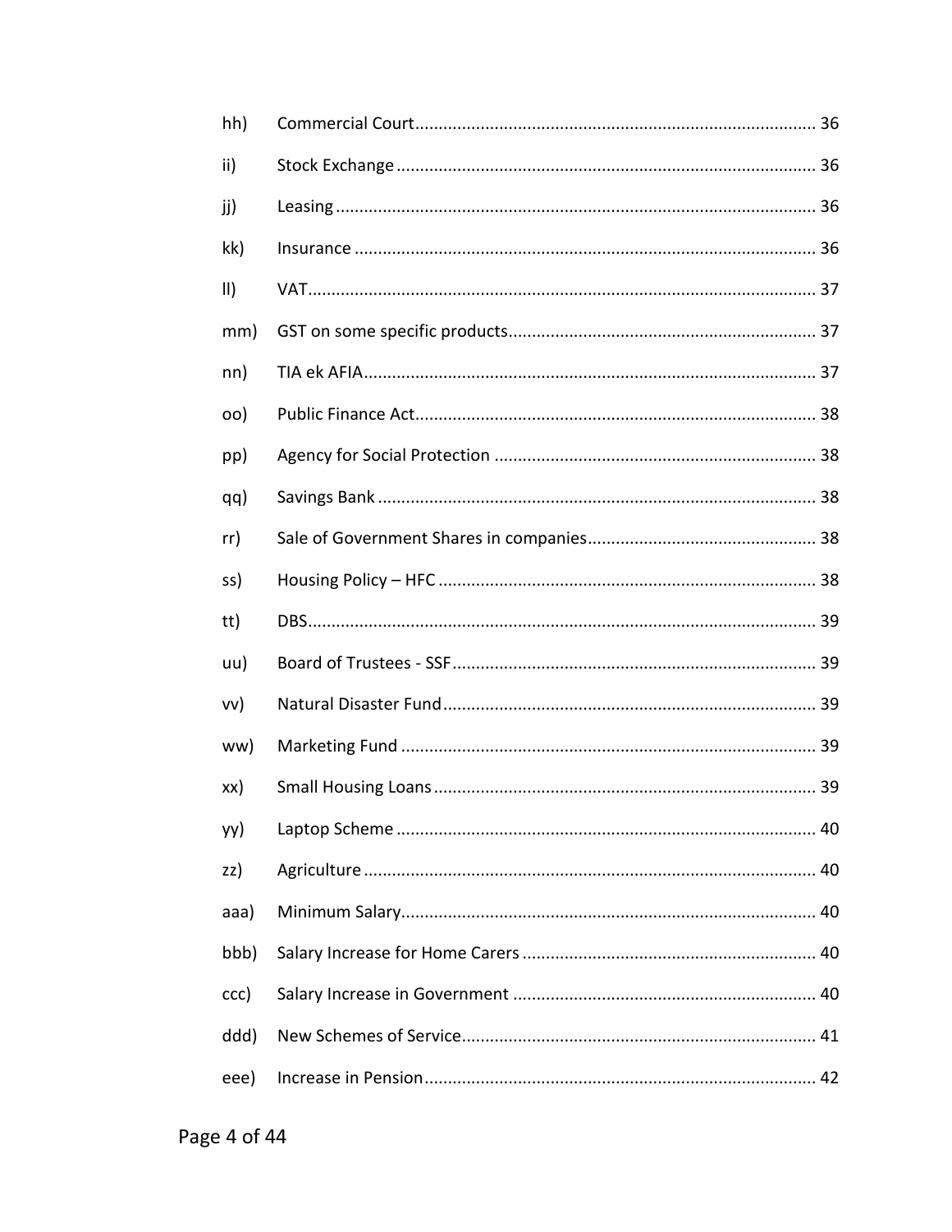hh) Commercial Court ..... 36

ii) Stock Exchange ..... 36

jj) Leasing ..... 36

kk) Insurance ..... 36

ll) VAT ..... 37

mm) GST on some specific products ..... 37

nn) TIA ek AFIA ..... 37

oo) Public Finance Act ..... 38

pp) Agency for Social Protection ..... 38

qq) Savings Bank ..... 38

rr) Sale of Government Shares in companies ..... 38

ss) Housing Policy – HFC ..... 38

tt) DBS ..... 39

uu) Board of Trustees - SSF ..... 39

vv) Natural Disaster Fund ..... 39

ww) Marketing Fund ..... 39

xx) Small Housing Loans ..... 39

yy) Laptop Scheme ..... 40

zz) Agriculture ..... 40

aaa) Minimum Salary ..... 40

bbb) Salary Increase for Home Carers ..... 40

ccc) Salary Increase in Government ..... 40

ddd) New Schemes of Service ..... 41

eee) Increase in Pension ..... 42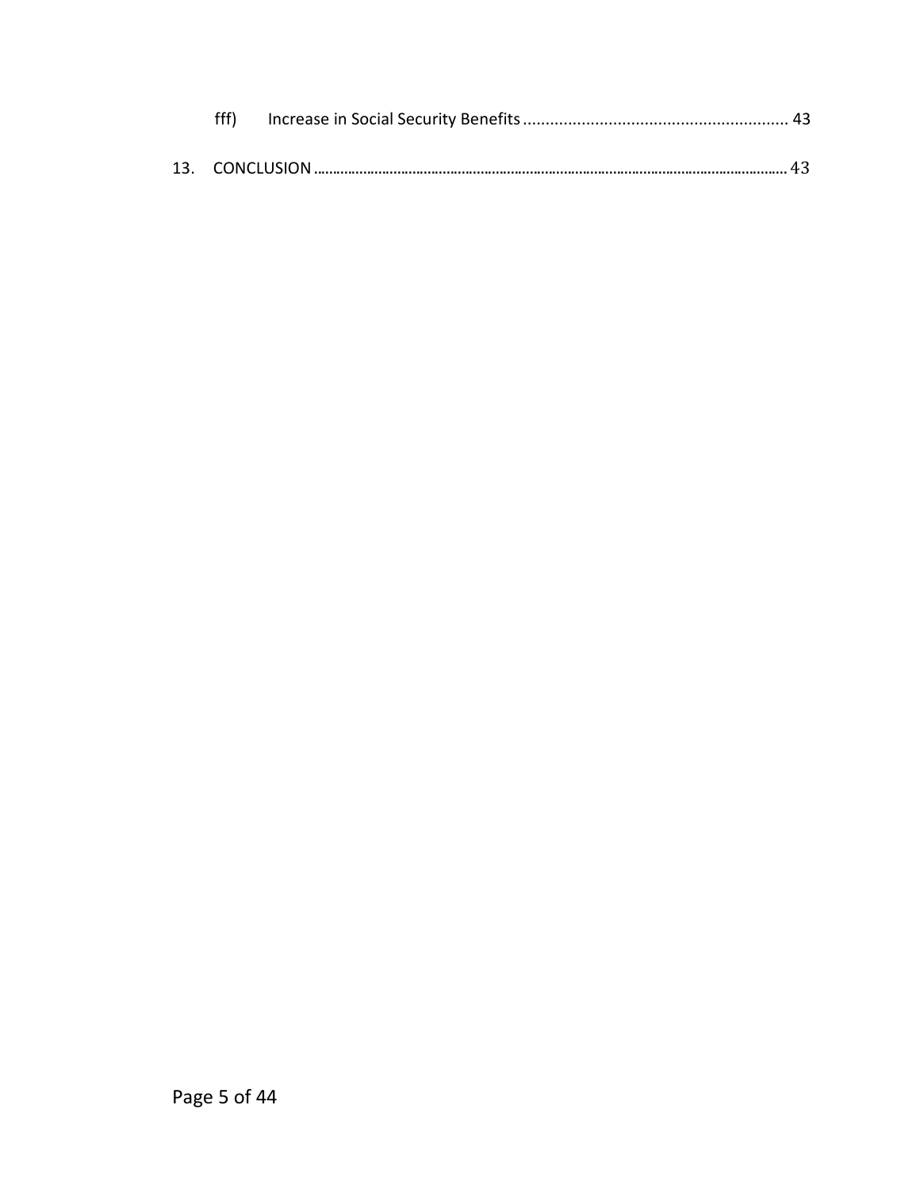fff) Increase in Social Security Benefits .......................................................... 43

13. CONCLUSION ......................................................................................................................... 43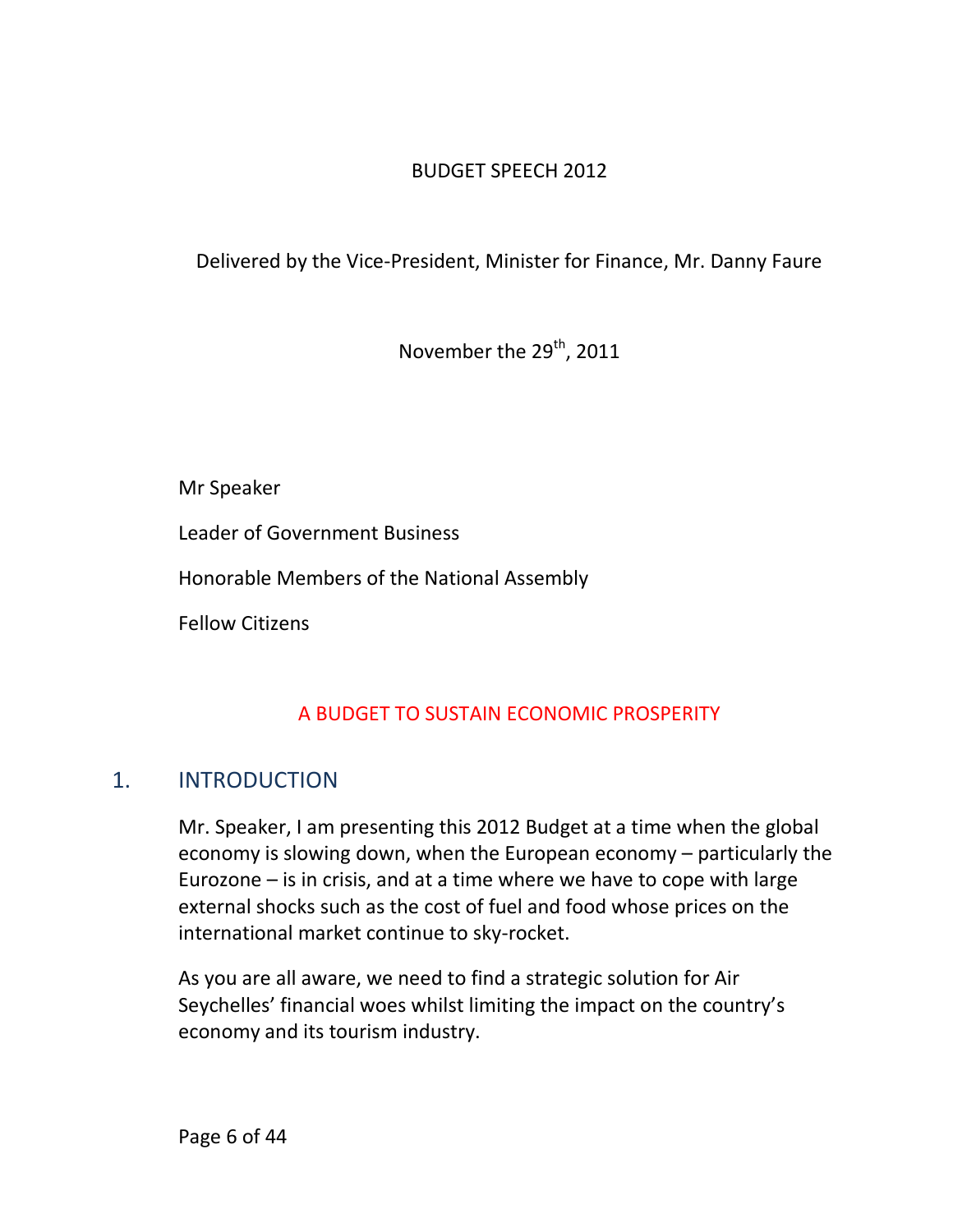BUDGET SPEECH 2012

Delivered by the Vice-President, Minister for Finance, Mr. Danny Faure

November the 29th, 2011

Mr Speaker

Leader of Government Business

Honorable Members of the National Assembly

Fellow Citizens

## A BUDGET TO SUSTAIN ECONOMIC PROSPERITY

## 1. INTRODUCTION

Mr. Speaker, I am presenting this 2012 Budget at a time when the global economy is slowing down, when the European economy – particularly the Eurozone – is in crisis, and at a time where we have to cope with large external shocks such as the cost of fuel and food whose prices on the international market continue to sky-rocket.

As you are all aware, we need to find a strategic solution for Air Seychelles' financial woes whilst limiting the impact on the country's economy and its tourism industry.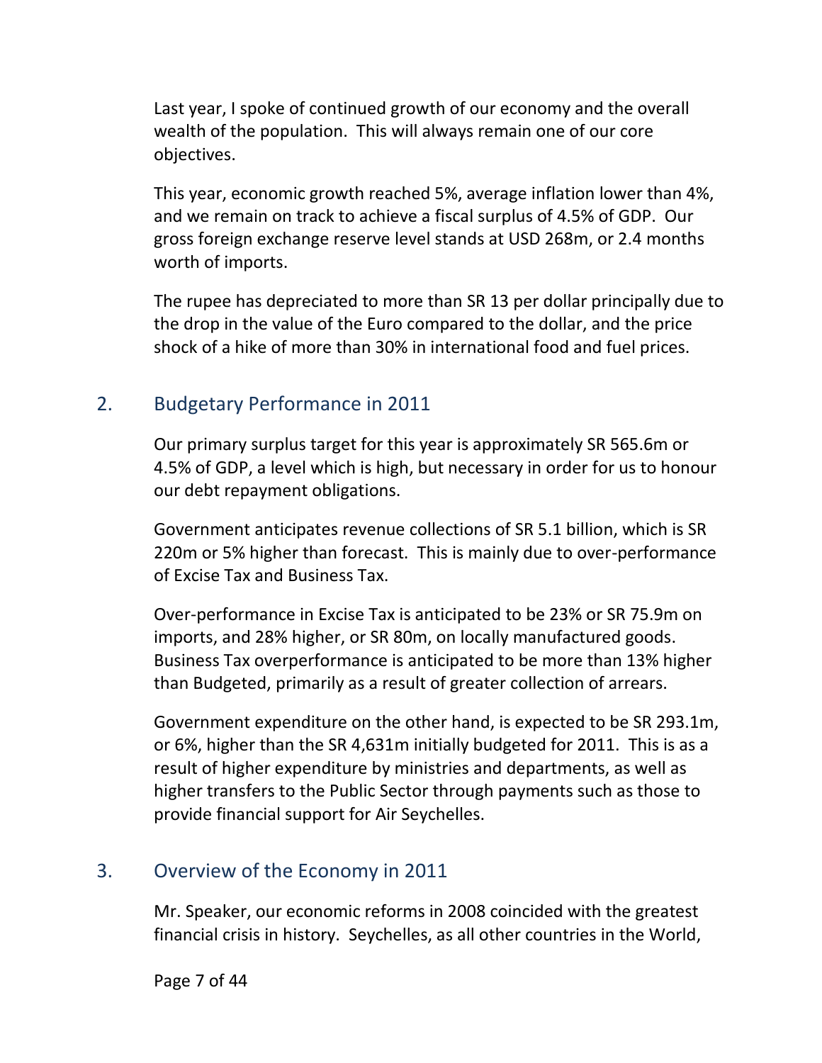Last year, I spoke of continued growth of our economy and the overall wealth of the population. This will always remain one of our core objectives.

This year, economic growth reached 5%, average inflation lower than 4%, and we remain on track to achieve a fiscal surplus of 4.5% of GDP. Our gross foreign exchange reserve level stands at USD 268m, or 2.4 months worth of imports.

The rupee has depreciated to more than SR 13 per dollar principally due to the drop in the value of the Euro compared to the dollar, and the price shock of a hike of more than 30% in international food and fuel prices.

## 2. Budgetary Performance in 2011

Our primary surplus target for this year is approximately SR 565.6m or 4.5% of GDP, a level which is high, but necessary in order for us to honour our debt repayment obligations.

Government anticipates revenue collections of SR 5.1 billion, which is SR 220m or 5% higher than forecast. This is mainly due to over-performance of Excise Tax and Business Tax.

Over-performance in Excise Tax is anticipated to be 23% or SR 75.9m on imports, and 28% higher, or SR 80m, on locally manufactured goods. Business Tax overperformance is anticipated to be more than 13% higher than Budgeted, primarily as a result of greater collection of arrears.

Government expenditure on the other hand, is expected to be SR 293.1m, or 6%, higher than the SR 4,631m initially budgeted for 2011. This is as a result of higher expenditure by ministries and departments, as well as higher transfers to the Public Sector through payments such as those to provide financial support for Air Seychelles.

## 3. Overview of the Economy in 2011

Mr. Speaker, our economic reforms in 2008 coincided with the greatest financial crisis in history. Seychelles, as all other countries in the World,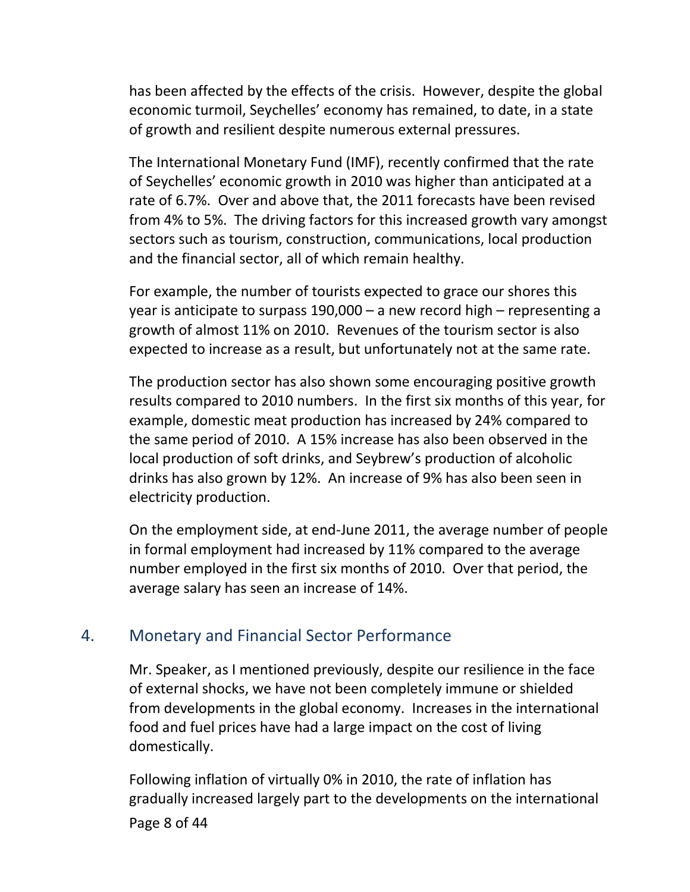has been affected by the effects of the crisis. However, despite the global economic turmoil, Seychelles' economy has remained, to date, in a state of growth and resilient despite numerous external pressures.

The International Monetary Fund (IMF), recently confirmed that the rate of Seychelles' economic growth in 2010 was higher than anticipated at a rate of 6.7%. Over and above that, the 2011 forecasts have been revised from 4% to 5%. The driving factors for this increased growth vary amongst sectors such as tourism, construction, communications, local production and the financial sector, all of which remain healthy.

For example, the number of tourists expected to grace our shores this year is anticipate to surpass 190,000 – a new record high – representing a growth of almost 11% on 2010. Revenues of the tourism sector is also expected to increase as a result, but unfortunately not at the same rate.

The production sector has also shown some encouraging positive growth results compared to 2010 numbers. In the first six months of this year, for example, domestic meat production has increased by 24% compared to the same period of 2010. A 15% increase has also been observed in the local production of soft drinks, and Seybrew's production of alcoholic drinks has also grown by 12%. An increase of 9% has also been seen in electricity production.

On the employment side, at end-June 2011, the average number of people in formal employment had increased by 11% compared to the average number employed in the first six months of 2010. Over that period, the average salary has seen an increase of 14%.

## 4. Monetary and Financial Sector Performance

Mr. Speaker, as I mentioned previously, despite our resilience in the face of external shocks, we have not been completely immune or shielded from developments in the global economy. Increases in the international food and fuel prices have had a large impact on the cost of living domestically.

Following inflation of virtually 0% in 2010, the rate of inflation has gradually increased largely part to the developments on the international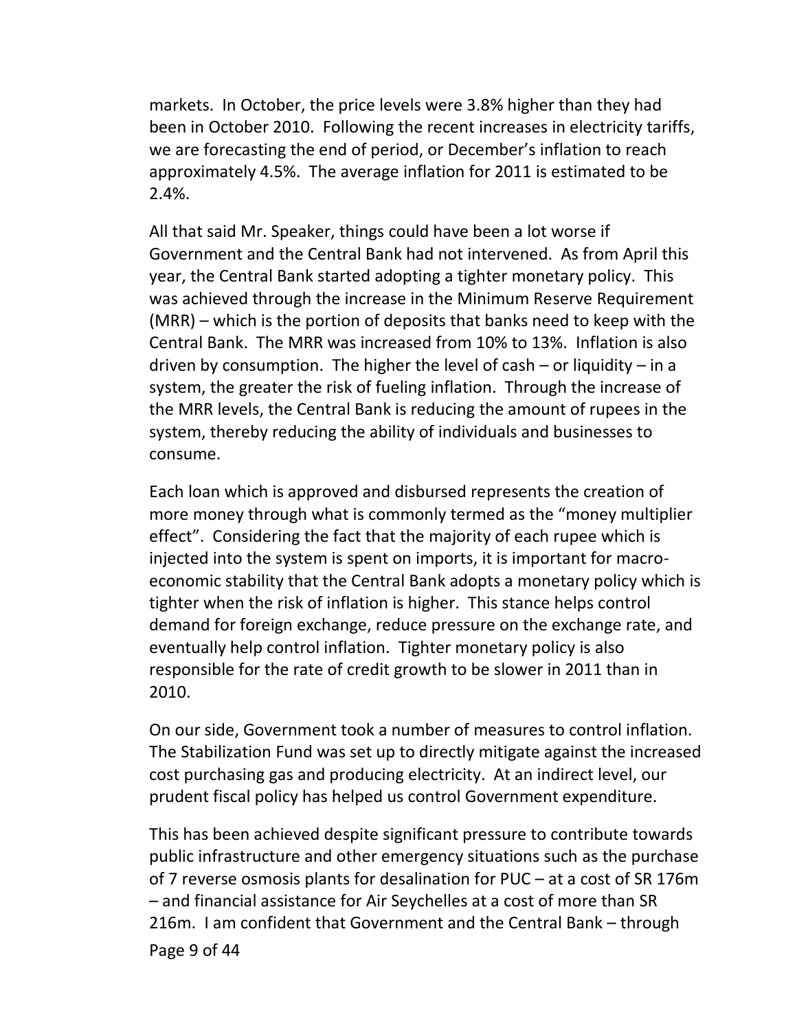markets. In October, the price levels were 3.8% higher than they had been in October 2010. Following the recent increases in electricity tariffs, we are forecasting the end of period, or December's inflation to reach approximately 4.5%. The average inflation for 2011 is estimated to be 2.4%.

All that said Mr. Speaker, things could have been a lot worse if Government and the Central Bank had not intervened. As from April this year, the Central Bank started adopting a tighter monetary policy. This was achieved through the increase in the Minimum Reserve Requirement (MRR) – which is the portion of deposits that banks need to keep with the Central Bank. The MRR was increased from 10% to 13%. Inflation is also driven by consumption. The higher the level of cash – or liquidity – in a system, the greater the risk of fueling inflation. Through the increase of the MRR levels, the Central Bank is reducing the amount of rupees in the system, thereby reducing the ability of individuals and businesses to consume.

Each loan which is approved and disbursed represents the creation of more money through what is commonly termed as the "money multiplier effect". Considering the fact that the majority of each rupee which is injected into the system is spent on imports, it is important for macro-economic stability that the Central Bank adopts a monetary policy which is tighter when the risk of inflation is higher. This stance helps control demand for foreign exchange, reduce pressure on the exchange rate, and eventually help control inflation. Tighter monetary policy is also responsible for the rate of credit growth to be slower in 2011 than in 2010.

On our side, Government took a number of measures to control inflation. The Stabilization Fund was set up to directly mitigate against the increased cost purchasing gas and producing electricity. At an indirect level, our prudent fiscal policy has helped us control Government expenditure.

This has been achieved despite significant pressure to contribute towards public infrastructure and other emergency situations such as the purchase of 7 reverse osmosis plants for desalination for PUC – at a cost of SR 176m – and financial assistance for Air Seychelles at a cost of more than SR 216m. I am confident that Government and the Central Bank – through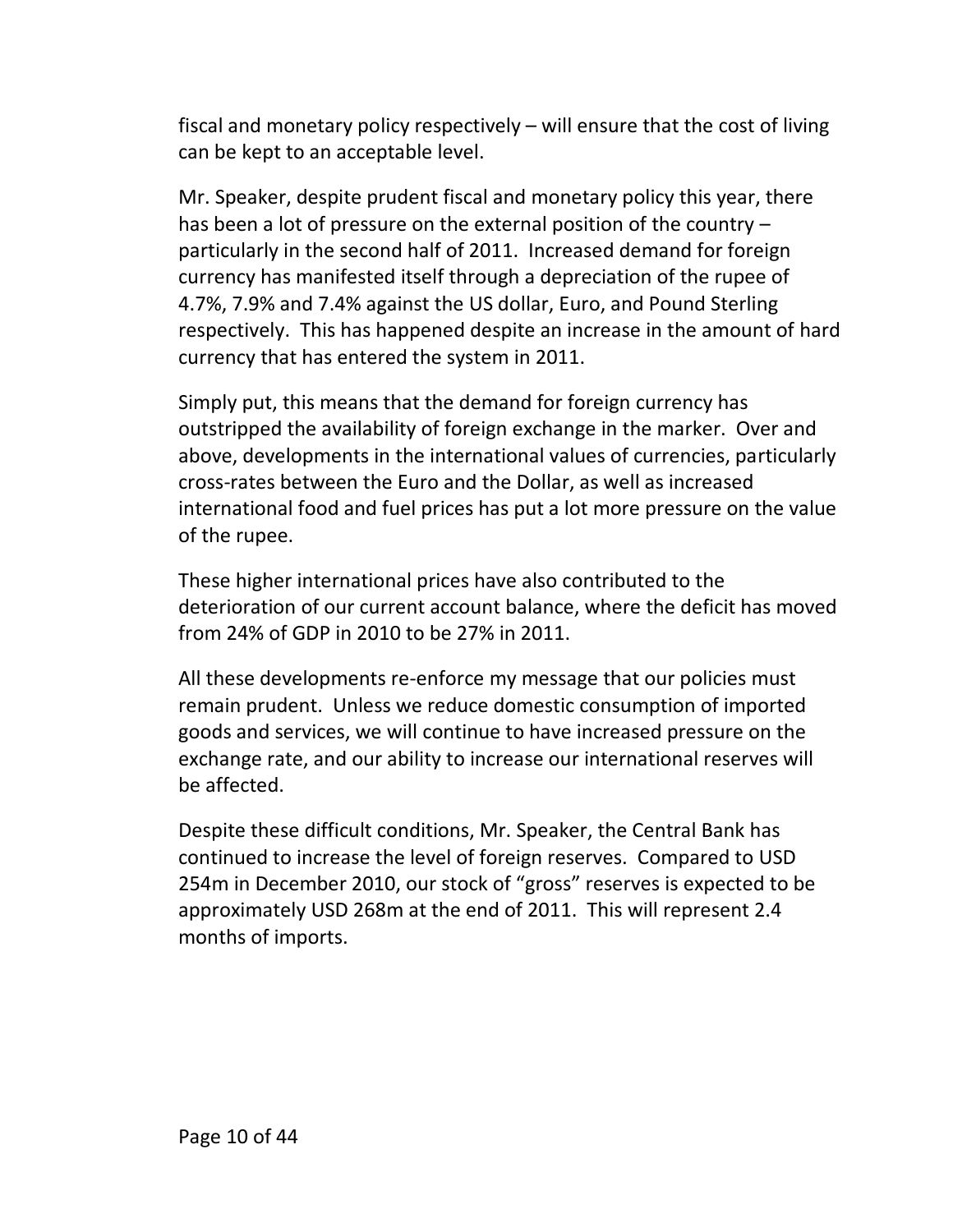fiscal and monetary policy respectively – will ensure that the cost of living can be kept to an acceptable level.

Mr. Speaker, despite prudent fiscal and monetary policy this year, there has been a lot of pressure on the external position of the country – particularly in the second half of 2011. Increased demand for foreign currency has manifested itself through a depreciation of the rupee of 4.7%, 7.9% and 7.4% against the US dollar, Euro, and Pound Sterling respectively. This has happened despite an increase in the amount of hard currency that has entered the system in 2011.

Simply put, this means that the demand for foreign currency has outstripped the availability of foreign exchange in the marker. Over and above, developments in the international values of currencies, particularly cross-rates between the Euro and the Dollar, as well as increased international food and fuel prices has put a lot more pressure on the value of the rupee.

These higher international prices have also contributed to the deterioration of our current account balance, where the deficit has moved from 24% of GDP in 2010 to be 27% in 2011.

All these developments re-enforce my message that our policies must remain prudent. Unless we reduce domestic consumption of imported goods and services, we will continue to have increased pressure on the exchange rate, and our ability to increase our international reserves will be affected.

Despite these difficult conditions, Mr. Speaker, the Central Bank has continued to increase the level of foreign reserves. Compared to USD 254m in December 2010, our stock of "gross" reserves is expected to be approximately USD 268m at the end of 2011. This will represent 2.4 months of imports.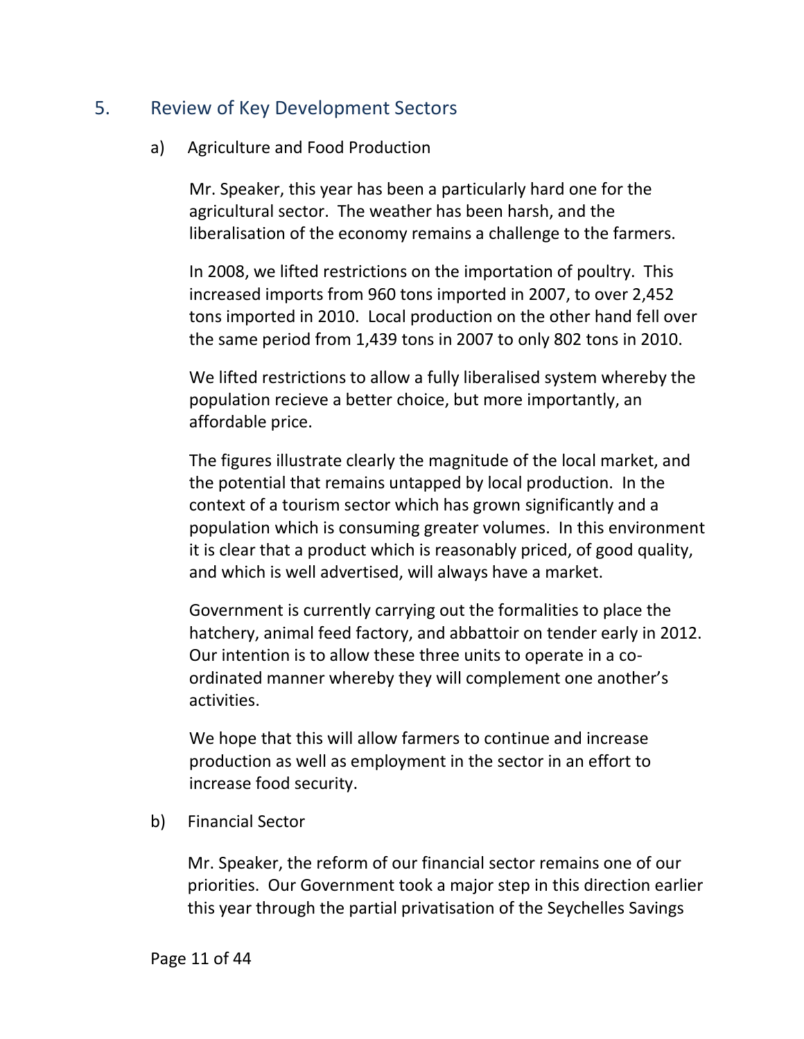## 5. Review of Key Development Sectors

### a) Agriculture and Food Production

Mr. Speaker, this year has been a particularly hard one for the agricultural sector. The weather has been harsh, and the liberalisation of the economy remains a challenge to the farmers.

In 2008, we lifted restrictions on the importation of poultry. This increased imports from 960 tons imported in 2007, to over 2,452 tons imported in 2010. Local production on the other hand fell over the same period from 1,439 tons in 2007 to only 802 tons in 2010.

We lifted restrictions to allow a fully liberalised system whereby the population recieve a better choice, but more importantly, an affordable price.

The figures illustrate clearly the magnitude of the local market, and the potential that remains untapped by local production. In the context of a tourism sector which has grown significantly and a population which is consuming greater volumes. In this environment it is clear that a product which is reasonably priced, of good quality, and which is well advertised, will always have a market.

Government is currently carrying out the formalities to place the hatchery, animal feed factory, and abbattoir on tender early in 2012. Our intention is to allow these three units to operate in a co-ordinated manner whereby they will complement one another's activities.

We hope that this will allow farmers to continue and increase production as well as employment in the sector in an effort to increase food security.

### b) Financial Sector

Mr. Speaker, the reform of our financial sector remains one of our priorities. Our Government took a major step in this direction earlier this year through the partial privatisation of the Seychelles Savings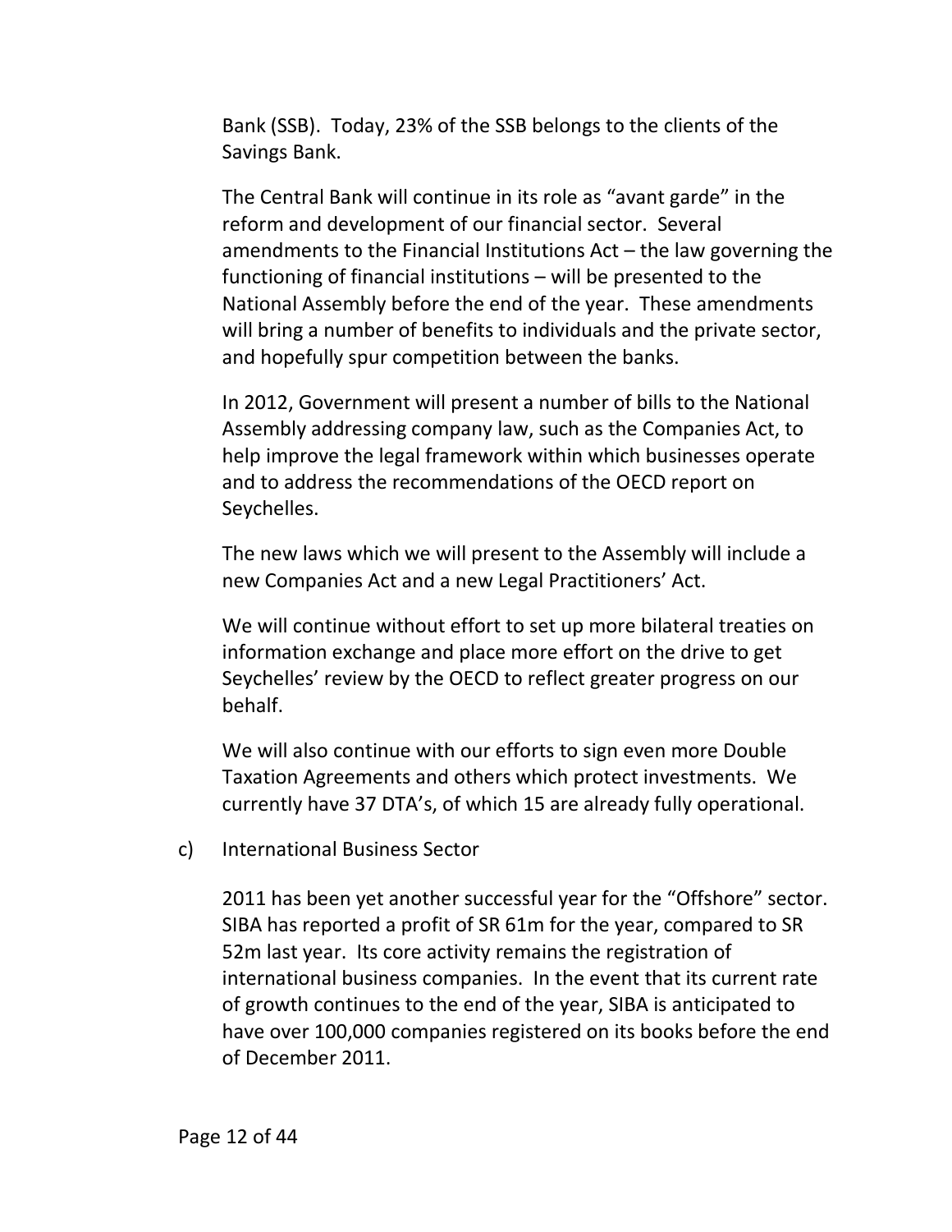Bank (SSB). Today, 23% of the SSB belongs to the clients of the Savings Bank.

The Central Bank will continue in its role as "avant garde" in the reform and development of our financial sector. Several amendments to the Financial Institutions Act – the law governing the functioning of financial institutions – will be presented to the National Assembly before the end of the year. These amendments will bring a number of benefits to individuals and the private sector, and hopefully spur competition between the banks.

In 2012, Government will present a number of bills to the National Assembly addressing company law, such as the Companies Act, to help improve the legal framework within which businesses operate and to address the recommendations of the OECD report on Seychelles.

The new laws which we will present to the Assembly will include a new Companies Act and a new Legal Practitioners' Act.

We will continue without effort to set up more bilateral treaties on information exchange and place more effort on the drive to get Seychelles' review by the OECD to reflect greater progress on our behalf.

We will also continue with our efforts to sign even more Double Taxation Agreements and others which protect investments. We currently have 37 DTA's, of which 15 are already fully operational.

c) International Business Sector

2011 has been yet another successful year for the "Offshore" sector. SIBA has reported a profit of SR 61m for the year, compared to SR 52m last year. Its core activity remains the registration of international business companies. In the event that its current rate of growth continues to the end of the year, SIBA is anticipated to have over 100,000 companies registered on its books before the end of December 2011.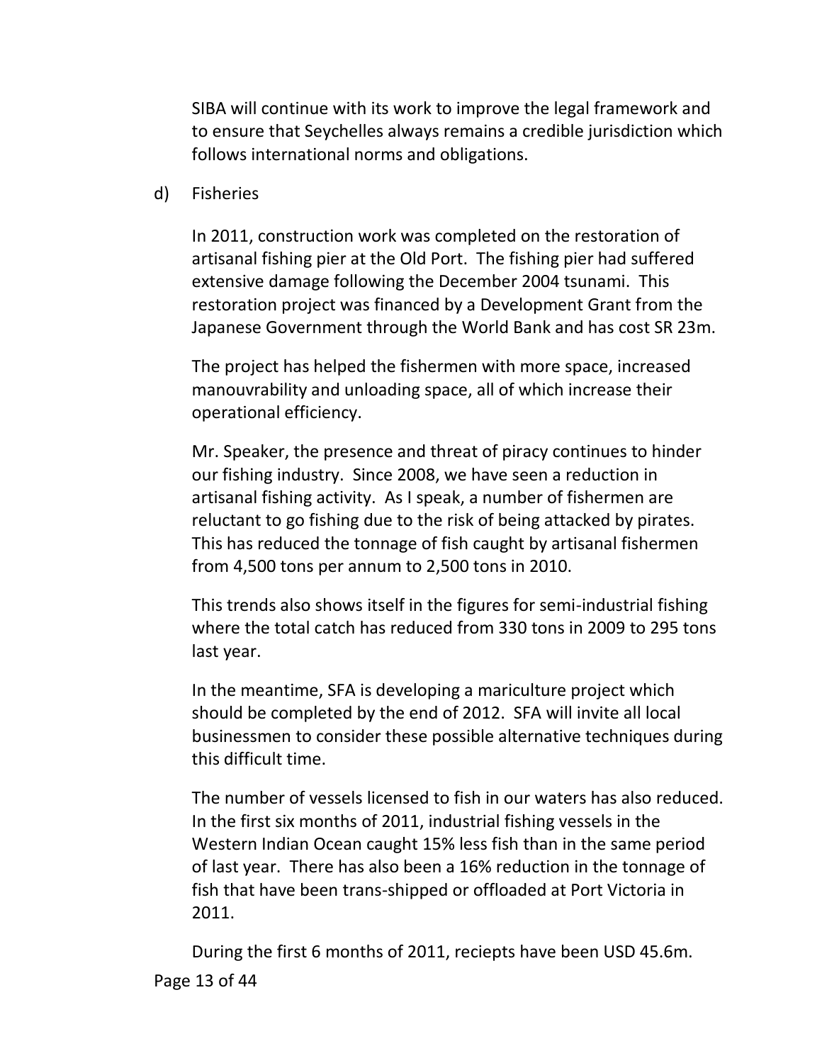SIBA will continue with its work to improve the legal framework and to ensure that Seychelles always remains a credible jurisdiction which follows international norms and obligations.

d) Fisheries

In 2011, construction work was completed on the restoration of artisanal fishing pier at the Old Port. The fishing pier had suffered extensive damage following the December 2004 tsunami. This restoration project was financed by a Development Grant from the Japanese Government through the World Bank and has cost SR 23m.

The project has helped the fishermen with more space, increased manouvrability and unloading space, all of which increase their operational efficiency.

Mr. Speaker, the presence and threat of piracy continues to hinder our fishing industry. Since 2008, we have seen a reduction in artisanal fishing activity. As I speak, a number of fishermen are reluctant to go fishing due to the risk of being attacked by pirates. This has reduced the tonnage of fish caught by artisanal fishermen from 4,500 tons per annum to 2,500 tons in 2010.

This trends also shows itself in the figures for semi-industrial fishing where the total catch has reduced from 330 tons in 2009 to 295 tons last year.

In the meantime, SFA is developing a mariculture project which should be completed by the end of 2012. SFA will invite all local businessmen to consider these possible alternative techniques during this difficult time.

The number of vessels licensed to fish in our waters has also reduced. In the first six months of 2011, industrial fishing vessels in the Western Indian Ocean caught 15% less fish than in the same period of last year. There has also been a 16% reduction in the tonnage of fish that have been trans-shipped or offloaded at Port Victoria in 2011.

During the first 6 months of 2011, reciepts have been USD 45.6m.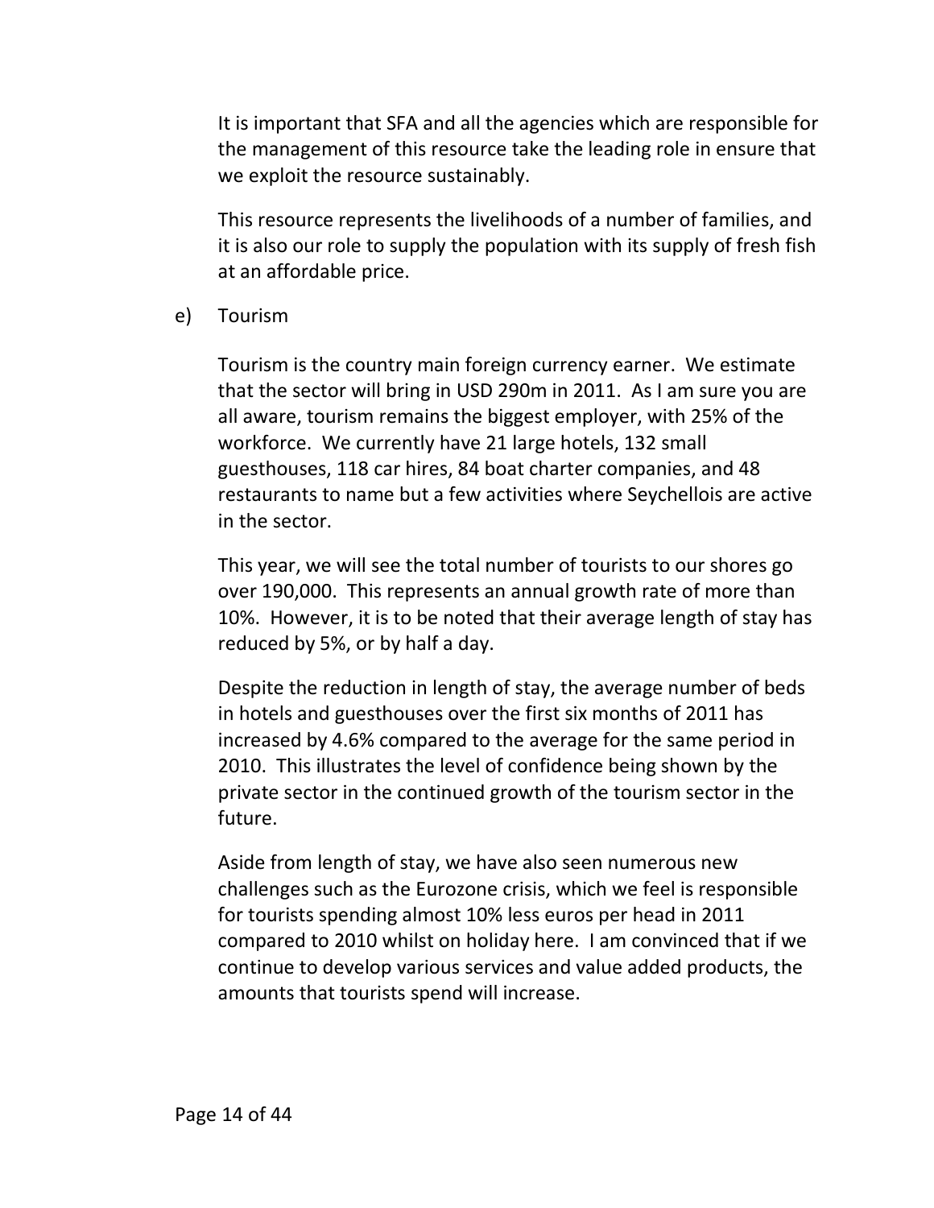It is important that SFA and all the agencies which are responsible for the management of this resource take the leading role in ensure that we exploit the resource sustainably.

This resource represents the livelihoods of a number of families, and it is also our role to supply the population with its supply of fresh fish at an affordable price.

e) Tourism

Tourism is the country main foreign currency earner. We estimate that the sector will bring in USD 290m in 2011. As I am sure you are all aware, tourism remains the biggest employer, with 25% of the workforce. We currently have 21 large hotels, 132 small guesthouses, 118 car hires, 84 boat charter companies, and 48 restaurants to name but a few activities where Seychellois are active in the sector.

This year, we will see the total number of tourists to our shores go over 190,000. This represents an annual growth rate of more than 10%. However, it is to be noted that their average length of stay has reduced by 5%, or by half a day.

Despite the reduction in length of stay, the average number of beds in hotels and guesthouses over the first six months of 2011 has increased by 4.6% compared to the average for the same period in 2010. This illustrates the level of confidence being shown by the private sector in the continued growth of the tourism sector in the future.

Aside from length of stay, we have also seen numerous new challenges such as the Eurozone crisis, which we feel is responsible for tourists spending almost 10% less euros per head in 2011 compared to 2010 whilst on holiday here. I am convinced that if we continue to develop various services and value added products, the amounts that tourists spend will increase.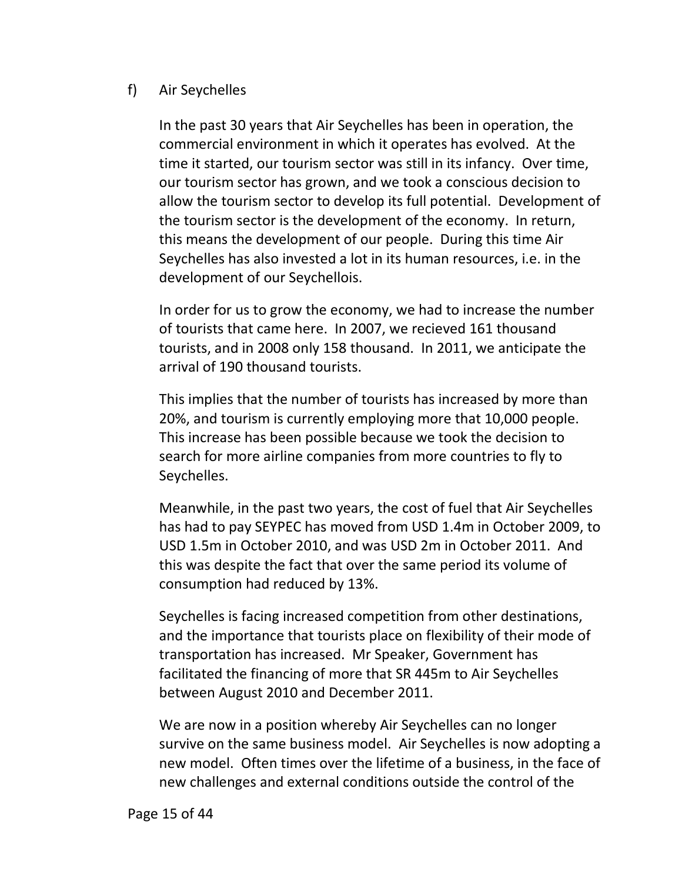f) Air Seychelles

In the past 30 years that Air Seychelles has been in operation, the commercial environment in which it operates has evolved. At the time it started, our tourism sector was still in its infancy. Over time, our tourism sector has grown, and we took a conscious decision to allow the tourism sector to develop its full potential. Development of the tourism sector is the development of the economy. In return, this means the development of our people. During this time Air Seychelles has also invested a lot in its human resources, i.e. in the development of our Seychellois.

In order for us to grow the economy, we had to increase the number of tourists that came here. In 2007, we recieved 161 thousand tourists, and in 2008 only 158 thousand. In 2011, we anticipate the arrival of 190 thousand tourists.

This implies that the number of tourists has increased by more than 20%, and tourism is currently employing more that 10,000 people. This increase has been possible because we took the decision to search for more airline companies from more countries to fly to Seychelles.

Meanwhile, in the past two years, the cost of fuel that Air Seychelles has had to pay SEYPEC has moved from USD 1.4m in October 2009, to USD 1.5m in October 2010, and was USD 2m in October 2011. And this was despite the fact that over the same period its volume of consumption had reduced by 13%.

Seychelles is facing increased competition from other destinations, and the importance that tourists place on flexibility of their mode of transportation has increased. Mr Speaker, Government has facilitated the financing of more that SR 445m to Air Seychelles between August 2010 and December 2011.

We are now in a position whereby Air Seychelles can no longer survive on the same business model. Air Seychelles is now adopting a new model. Often times over the lifetime of a business, in the face of new challenges and external conditions outside the control of the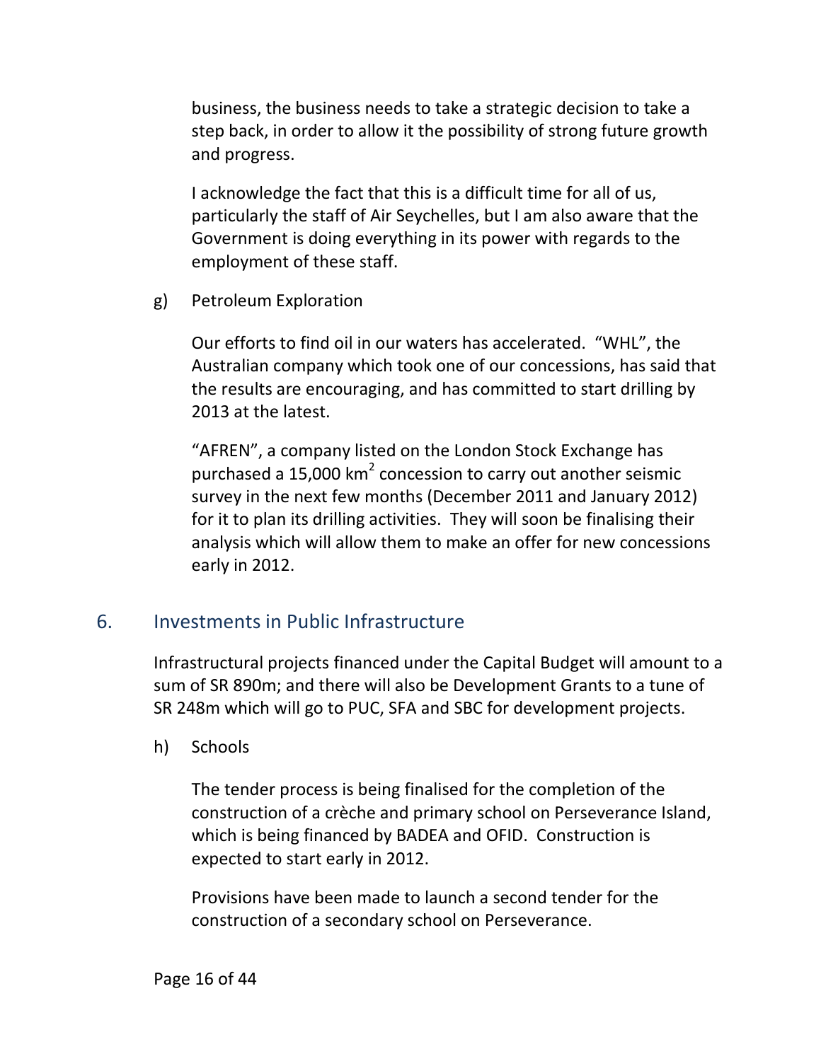business, the business needs to take a strategic decision to take a step back, in order to allow it the possibility of strong future growth and progress.

I acknowledge the fact that this is a difficult time for all of us, particularly the staff of Air Seychelles, but I am also aware that the Government is doing everything in its power with regards to the employment of these staff.

g) Petroleum Exploration

Our efforts to find oil in our waters has accelerated. "WHL", the Australian company which took one of our concessions, has said that the results are encouraging, and has committed to start drilling by 2013 at the latest.

"AFREN", a company listed on the London Stock Exchange has purchased a 15,000 $km^2$ concession to carry out another seismic survey in the next few months (December 2011 and January 2012) for it to plan its drilling activities. They will soon be finalising their analysis which will allow them to make an offer for new concessions early in 2012.

## 6. Investments in Public Infrastructure

Infrastructural projects financed under the Capital Budget will amount to a sum of SR 890m; and there will also be Development Grants to a tune of SR 248m which will go to PUC, SFA and SBC for development projects.

h) Schools

The tender process is being finalised for the completion of the construction of a crèche and primary school on Perseverance Island, which is being financed by BADEA and OFID. Construction is expected to start early in 2012.

Provisions have been made to launch a second tender for the construction of a secondary school on Perseverance.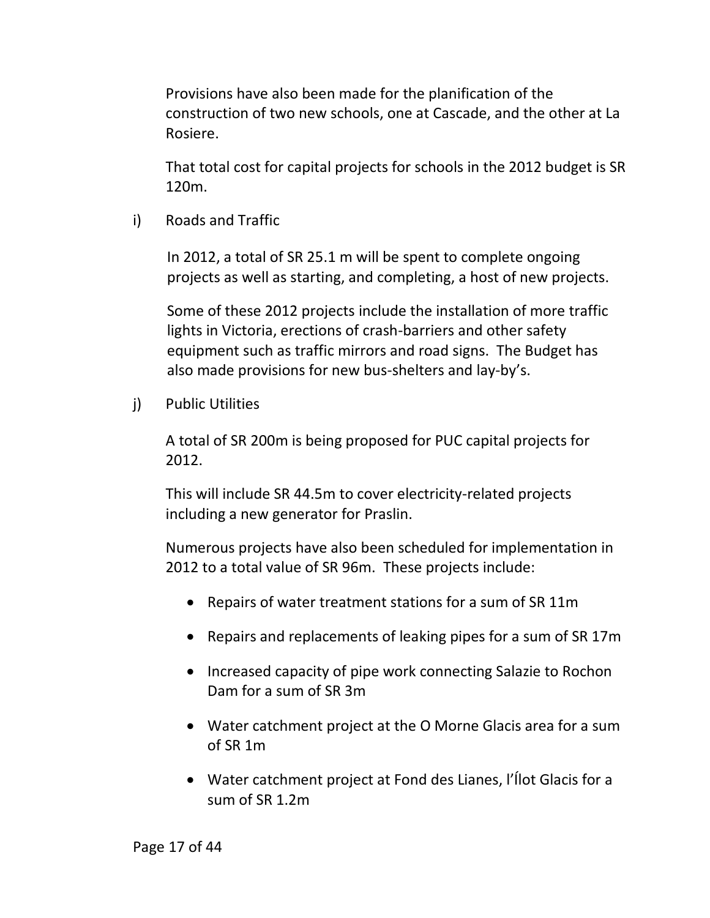Provisions have also been made for the planification of the construction of two new schools, one at Cascade, and the other at La Rosiere.

That total cost for capital projects for schools in the 2012 budget is SR 120m.

i) Roads and Traffic

In 2012, a total of SR 25.1 m will be spent to complete ongoing projects as well as starting, and completing, a host of new projects.

Some of these 2012 projects include the installation of more traffic lights in Victoria, erections of crash-barriers and other safety equipment such as traffic mirrors and road signs. The Budget has also made provisions for new bus-shelters and lay-by's.

j) Public Utilities

A total of SR 200m is being proposed for PUC capital projects for 2012.

This will include SR 44.5m to cover electricity-related projects including a new generator for Praslin.

Numerous projects have also been scheduled for implementation in 2012 to a total value of SR 96m. These projects include:

- Repairs of water treatment stations for a sum of SR 11m
- Repairs and replacements of leaking pipes for a sum of SR 17m
- Increased capacity of pipe work connecting Salazie to Rochon Dam for a sum of SR 3m
- Water catchment project at the O Morne Glacis area for a sum of SR 1m
- Water catchment project at Fond des Lianes, l'Ílot Glacis for a sum of SR 1.2m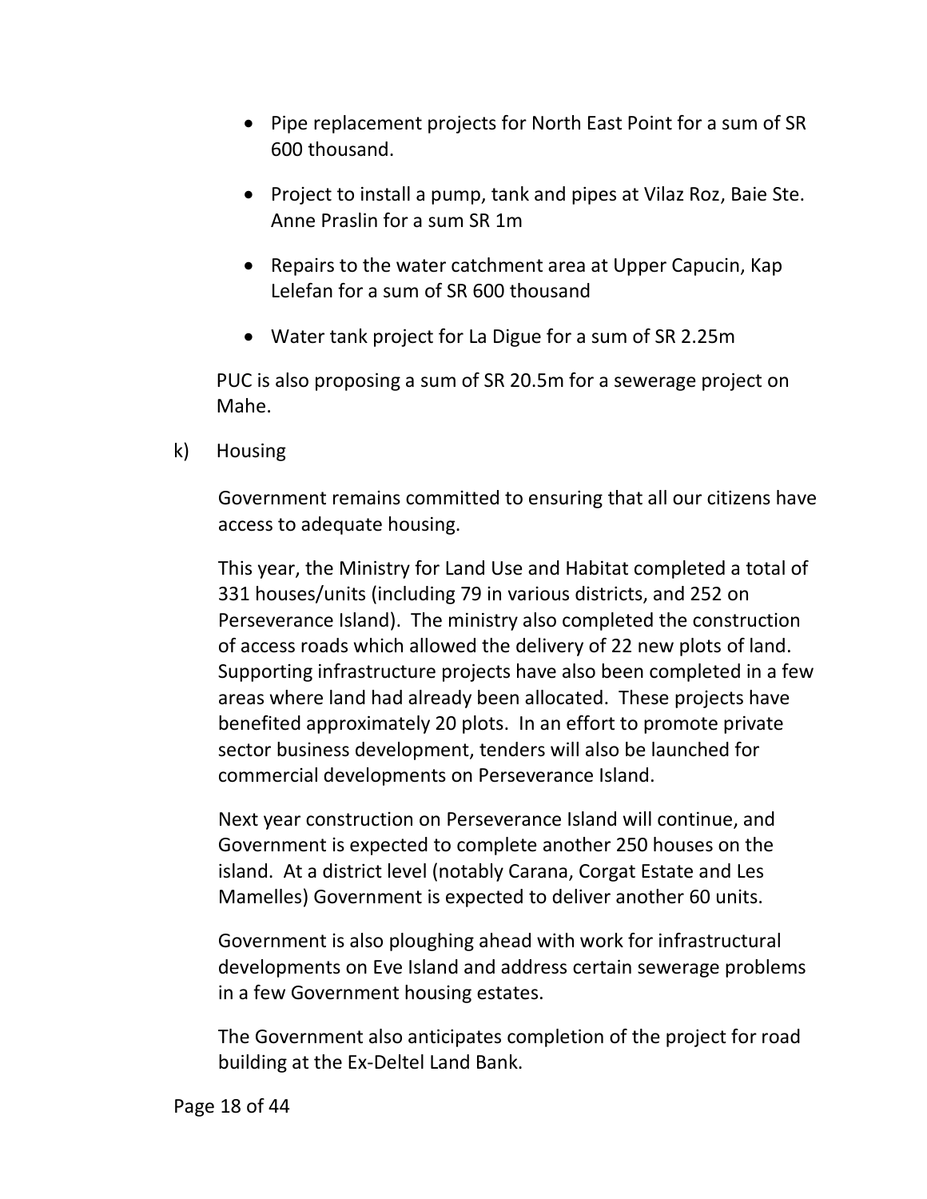- Pipe replacement projects for North East Point for a sum of SR 600 thousand.
- Project to install a pump, tank and pipes at Vilaz Roz, Baie Ste. Anne Praslin for a sum SR 1m
- Repairs to the water catchment area at Upper Capucin, Kap Lelefan for a sum of SR 600 thousand
- Water tank project for La Digue for a sum of SR 2.25m

PUC is also proposing a sum of SR 20.5m for a sewerage project on Mahe.

k) Housing

Government remains committed to ensuring that all our citizens have access to adequate housing.

This year, the Ministry for Land Use and Habitat completed a total of 331 houses/units (including 79 in various districts, and 252 on Perseverance Island). The ministry also completed the construction of access roads which allowed the delivery of 22 new plots of land. Supporting infrastructure projects have also been completed in a few areas where land had already been allocated. These projects have benefited approximately 20 plots. In an effort to promote private sector business development, tenders will also be launched for commercial developments on Perseverance Island.

Next year construction on Perseverance Island will continue, and Government is expected to complete another 250 houses on the island. At a district level (notably Carana, Corgat Estate and Les Mamelles) Government is expected to deliver another 60 units.

Government is also ploughing ahead with work for infrastructural developments on Eve Island and address certain sewerage problems in a few Government housing estates.

The Government also anticipates completion of the project for road building at the Ex-Deltel Land Bank.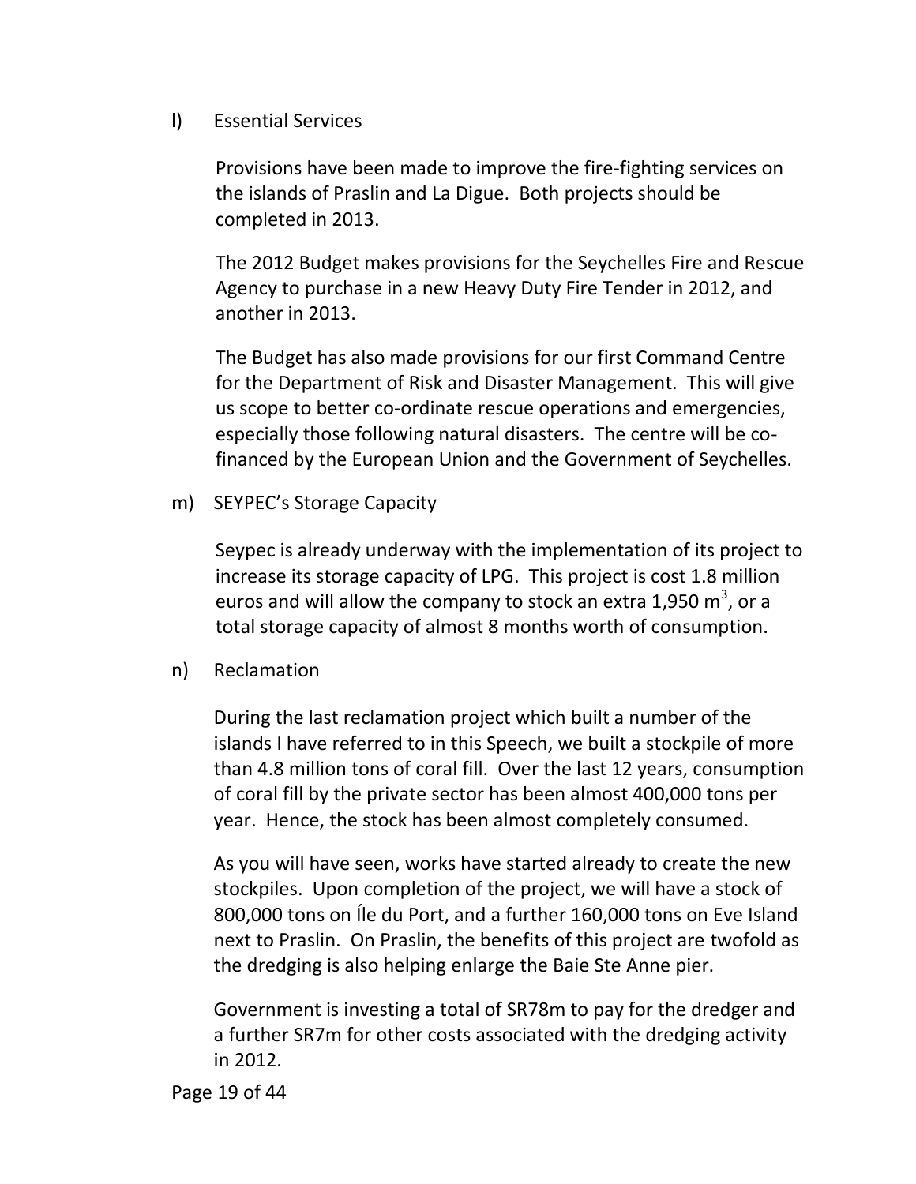l) Essential Services

Provisions have been made to improve the fire-fighting services on the islands of Praslin and La Digue. Both projects should be completed in 2013.

The 2012 Budget makes provisions for the Seychelles Fire and Rescue Agency to purchase in a new Heavy Duty Fire Tender in 2012, and another in 2013.

The Budget has also made provisions for our first Command Centre for the Department of Risk and Disaster Management. This will give us scope to better co-ordinate rescue operations and emergencies, especially those following natural disasters. The centre will be co-financed by the European Union and the Government of Seychelles.

m) SEYPEC's Storage Capacity

Seypec is already underway with the implementation of its project to increase its storage capacity of LPG. This project is cost 1.8 million euros and will allow the company to stock an extra 1,950 $m^3$, or a total storage capacity of almost 8 months worth of consumption.

n) Reclamation

During the last reclamation project which built a number of the islands I have referred to in this Speech, we built a stockpile of more than 4.8 million tons of coral fill. Over the last 12 years, consumption of coral fill by the private sector has been almost 400,000 tons per year. Hence, the stock has been almost completely consumed.

As you will have seen, works have started already to create the new stockpiles. Upon completion of the project, we will have a stock of 800,000 tons on Île du Port, and a further 160,000 tons on Eve Island next to Praslin. On Praslin, the benefits of this project are twofold as the dredging is also helping enlarge the Baie Ste Anne pier.

Government is investing a total of SR78m to pay for the dredger and a further SR7m for other costs associated with the dredging activity in 2012.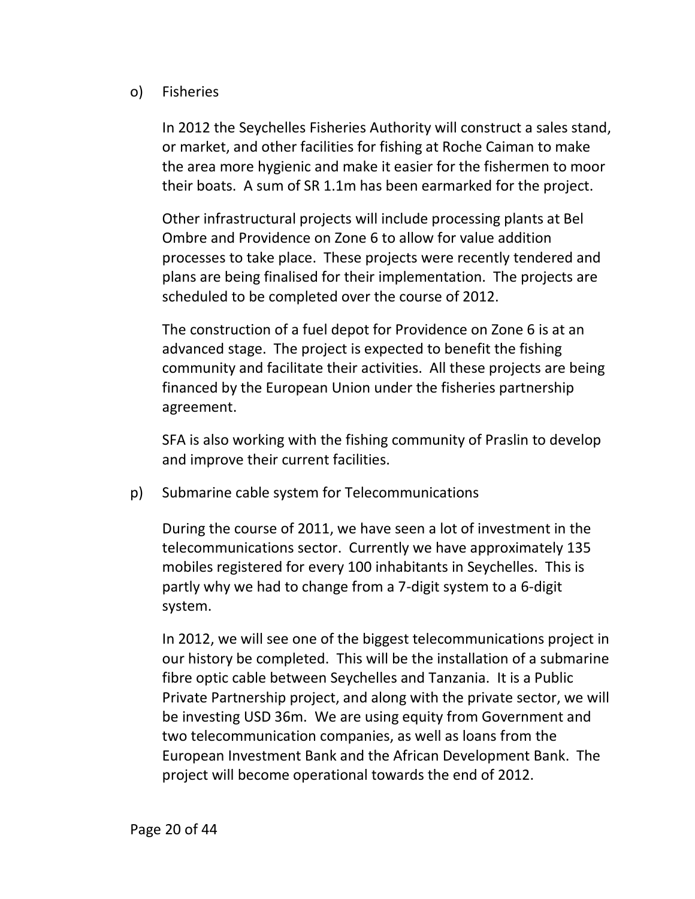o) Fisheries

In 2012 the Seychelles Fisheries Authority will construct a sales stand, or market, and other facilities for fishing at Roche Caiman to make the area more hygienic and make it easier for the fishermen to moor their boats. A sum of SR 1.1m has been earmarked for the project.

Other infrastructural projects will include processing plants at Bel Ombre and Providence on Zone 6 to allow for value addition processes to take place. These projects were recently tendered and plans are being finalised for their implementation. The projects are scheduled to be completed over the course of 2012.

The construction of a fuel depot for Providence on Zone 6 is at an advanced stage. The project is expected to benefit the fishing community and facilitate their activities. All these projects are being financed by the European Union under the fisheries partnership agreement.

SFA is also working with the fishing community of Praslin to develop and improve their current facilities.

p) Submarine cable system for Telecommunications

During the course of 2011, we have seen a lot of investment in the telecommunications sector. Currently we have approximately 135 mobiles registered for every 100 inhabitants in Seychelles. This is partly why we had to change from a 7-digit system to a 6-digit system.

In 2012, we will see one of the biggest telecommunications project in our history be completed. This will be the installation of a submarine fibre optic cable between Seychelles and Tanzania. It is a Public Private Partnership project, and along with the private sector, we will be investing USD 36m. We are using equity from Government and two telecommunication companies, as well as loans from the European Investment Bank and the African Development Bank. The project will become operational towards the end of 2012.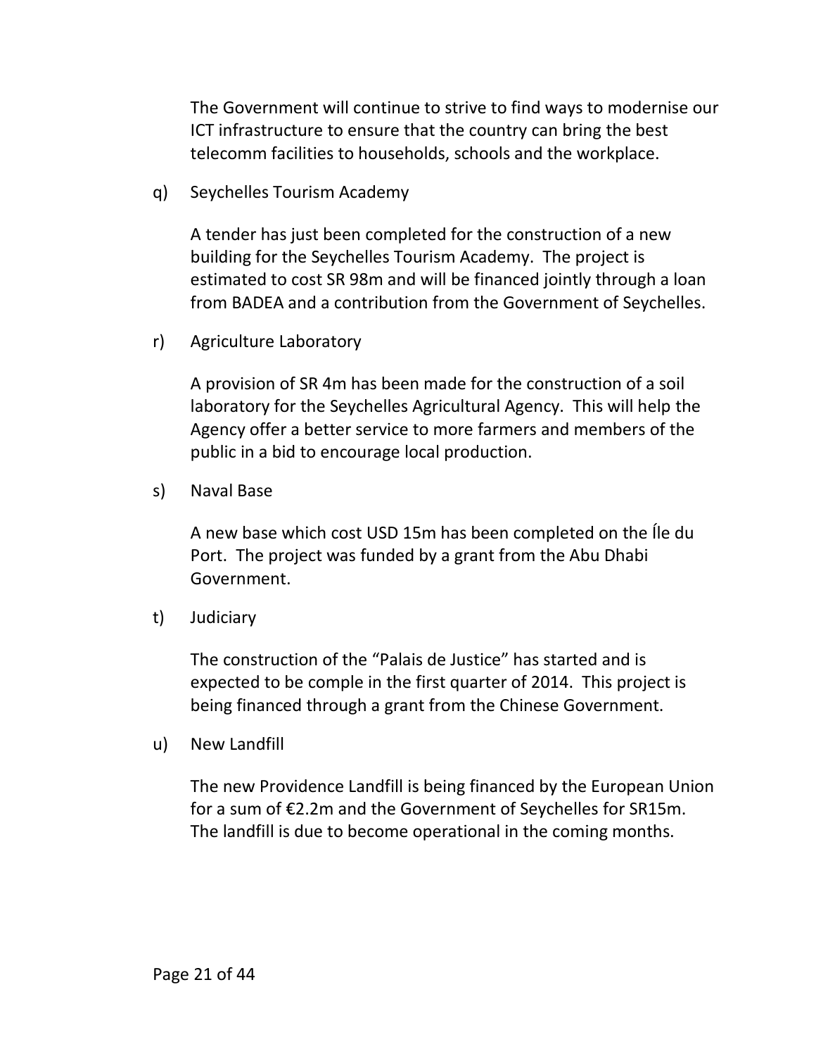The Government will continue to strive to find ways to modernise our ICT infrastructure to ensure that the country can bring the best telecomm facilities to households, schools and the workplace.

q) Seychelles Tourism Academy

A tender has just been completed for the construction of a new building for the Seychelles Tourism Academy. The project is estimated to cost SR 98m and will be financed jointly through a loan from BADEA and a contribution from the Government of Seychelles.

r) Agriculture Laboratory

A provision of SR 4m has been made for the construction of a soil laboratory for the Seychelles Agricultural Agency. This will help the Agency offer a better service to more farmers and members of the public in a bid to encourage local production.

s) Naval Base

A new base which cost USD 15m has been completed on the Íle du Port. The project was funded by a grant from the Abu Dhabi Government.

t) Judiciary

The construction of the “Palais de Justice” has started and is expected to be comple in the first quarter of 2014. This project is being financed through a grant from the Chinese Government.

u) New Landfill

The new Providence Landfill is being financed by the European Union for a sum of €2.2m and the Government of Seychelles for SR15m. The landfill is due to become operational in the coming months.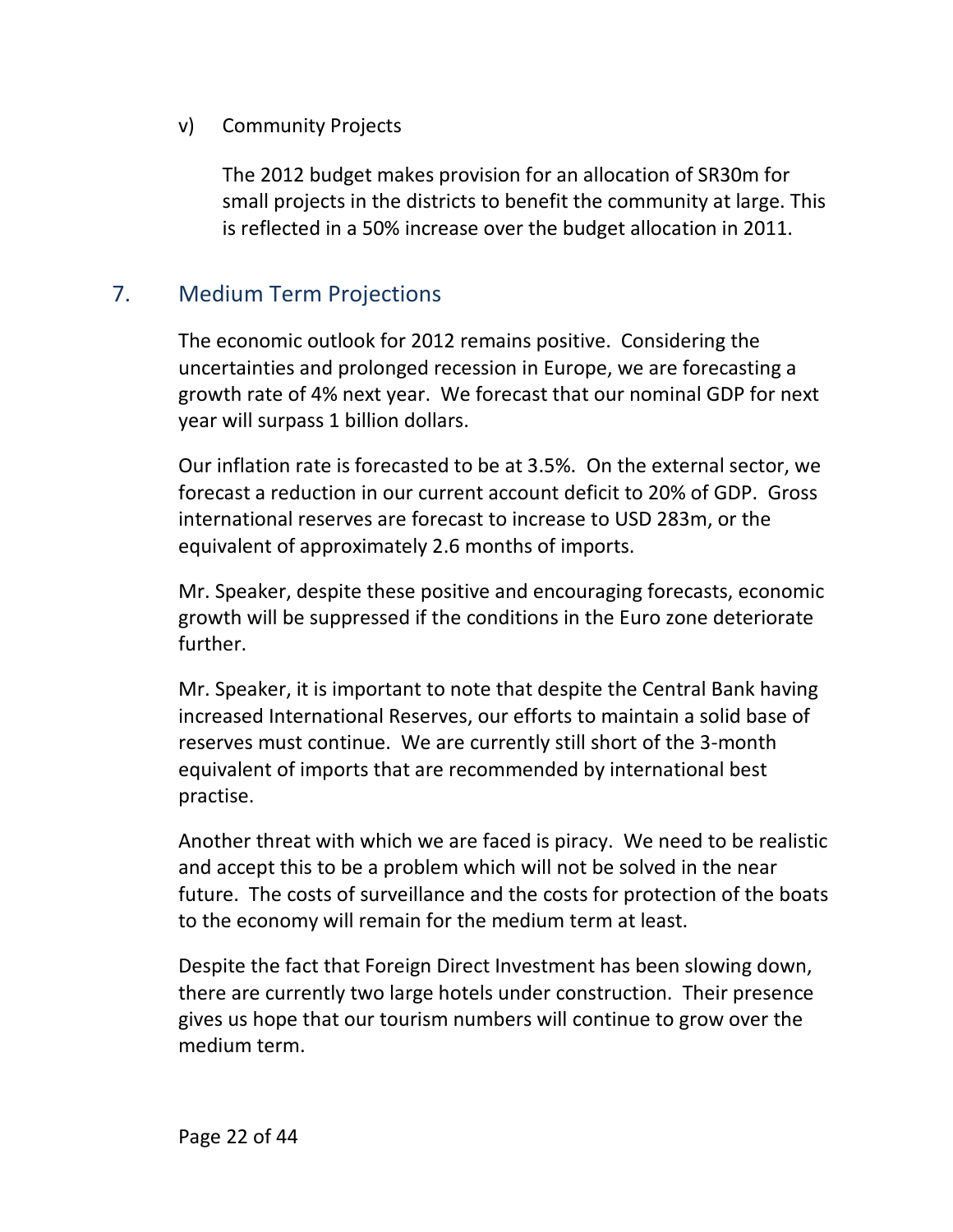v) Community Projects

The 2012 budget makes provision for an allocation of SR30m for small projects in the districts to benefit the community at large. This is reflected in a 50% increase over the budget allocation in 2011.

## 7. Medium Term Projections

The economic outlook for 2012 remains positive. Considering the uncertainties and prolonged recession in Europe, we are forecasting a growth rate of 4% next year. We forecast that our nominal GDP for next year will surpass 1 billion dollars.

Our inflation rate is forecasted to be at 3.5%. On the external sector, we forecast a reduction in our current account deficit to 20% of GDP. Gross international reserves are forecast to increase to USD 283m, or the equivalent of approximately 2.6 months of imports.

Mr. Speaker, despite these positive and encouraging forecasts, economic growth will be suppressed if the conditions in the Euro zone deteriorate further.

Mr. Speaker, it is important to note that despite the Central Bank having increased International Reserves, our efforts to maintain a solid base of reserves must continue. We are currently still short of the 3-month equivalent of imports that are recommended by international best practise.

Another threat with which we are faced is piracy. We need to be realistic and accept this to be a problem which will not be solved in the near future. The costs of surveillance and the costs for protection of the boats to the economy will remain for the medium term at least.

Despite the fact that Foreign Direct Investment has been slowing down, there are currently two large hotels under construction. Their presence gives us hope that our tourism numbers will continue to grow over the medium term.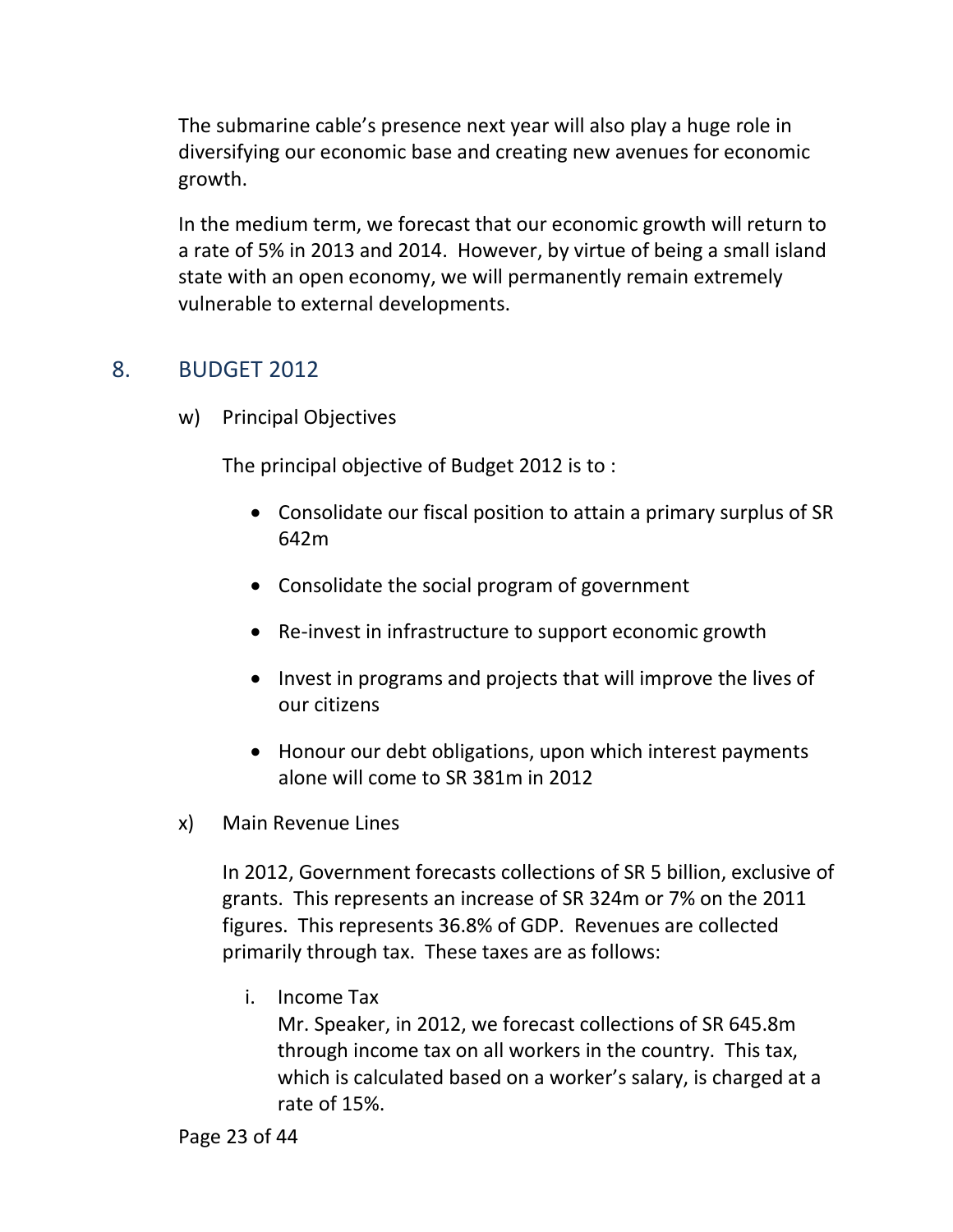The submarine cable's presence next year will also play a huge role in diversifying our economic base and creating new avenues for economic growth.

In the medium term, we forecast that our economic growth will return to a rate of 5% in 2013 and 2014. However, by virtue of being a small island state with an open economy, we will permanently remain extremely vulnerable to external developments.

## 8. BUDGET 2012

w) Principal Objectives

The principal objective of Budget 2012 is to :

- Consolidate our fiscal position to attain a primary surplus of SR 642m
- Consolidate the social program of government
- Re-invest in infrastructure to support economic growth
- Invest in programs and projects that will improve the lives of our citizens
- Honour our debt obligations, upon which interest payments alone will come to SR 381m in 2012

x) Main Revenue Lines

In 2012, Government forecasts collections of SR 5 billion, exclusive of grants. This represents an increase of SR 324m or 7% on the 2011 figures. This represents 36.8% of GDP. Revenues are collected primarily through tax. These taxes are as follows:

i. Income Tax
Mr. Speaker, in 2012, we forecast collections of SR 645.8m through income tax on all workers in the country. This tax, which is calculated based on a worker's salary, is charged at a rate of 15%.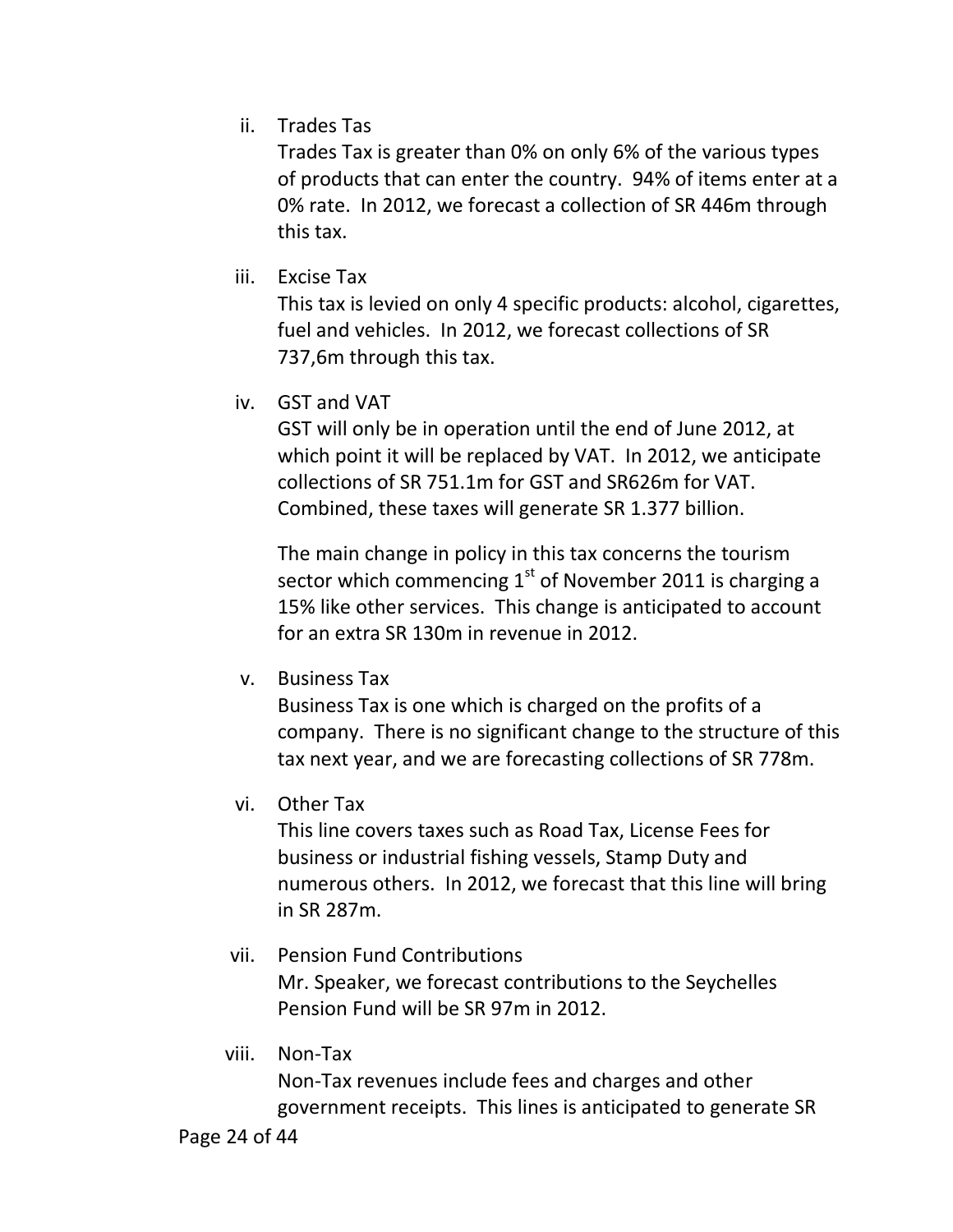ii. Trades Tas

Trades Tax is greater than 0% on only 6% of the various types of products that can enter the country. 94% of items enter at a 0% rate. In 2012, we forecast a collection of SR 446m through this tax.

iii. Excise Tax

This tax is levied on only 4 specific products: alcohol, cigarettes, fuel and vehicles. In 2012, we forecast collections of SR 737,6m through this tax.

iv. GST and VAT

GST will only be in operation until the end of June 2012, at which point it will be replaced by VAT. In 2012, we anticipate collections of SR 751.1m for GST and SR626m for VAT. Combined, these taxes will generate SR 1.377 billion.

The main change in policy in this tax concerns the tourism sector which commencing 1st of November 2011 is charging a 15% like other services. This change is anticipated to account for an extra SR 130m in revenue in 2012.

v. Business Tax

Business Tax is one which is charged on the profits of a company. There is no significant change to the structure of this tax next year, and we are forecasting collections of SR 778m.

vi. Other Tax

This line covers taxes such as Road Tax, License Fees for business or industrial fishing vessels, Stamp Duty and numerous others. In 2012, we forecast that this line will bring in SR 287m.

vii. Pension Fund Contributions

Mr. Speaker, we forecast contributions to the Seychelles Pension Fund will be SR 97m in 2012.

viii. Non-Tax

Non-Tax revenues include fees and charges and other government receipts. This lines is anticipated to generate SR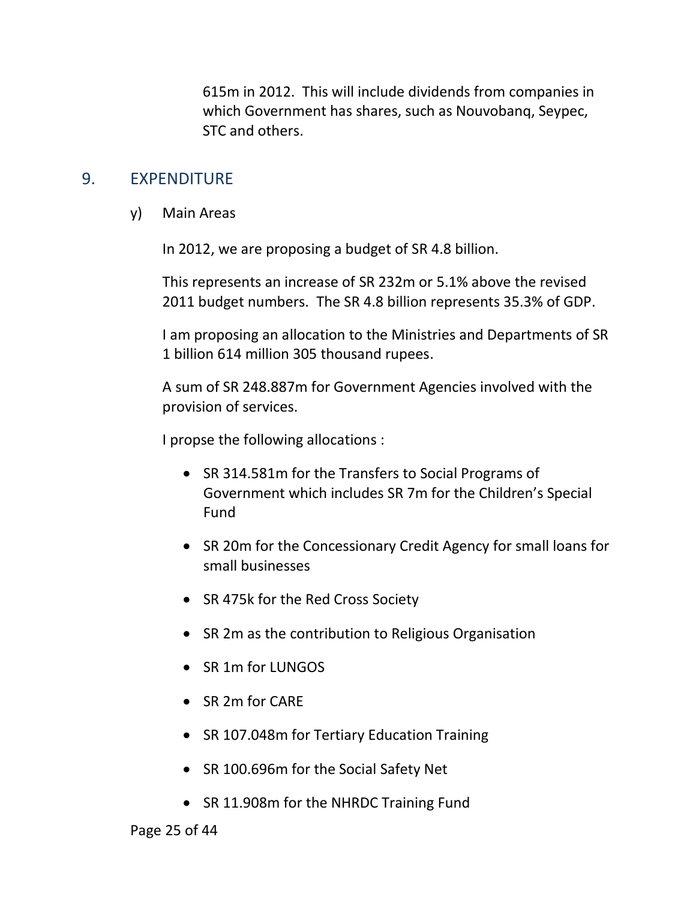615m in 2012. This will include dividends from companies in which Government has shares, such as Nouvobanq, Seypec, STC and others.

## 9. EXPENDITURE

y) Main Areas

In 2012, we are proposing a budget of SR 4.8 billion.

This represents an increase of SR 232m or 5.1% above the revised 2011 budget numbers. The SR 4.8 billion represents 35.3% of GDP.

I am proposing an allocation to the Ministries and Departments of SR 1 billion 614 million 305 thousand rupees.

A sum of SR 248.887m for Government Agencies involved with the provision of services.

I propse the following allocations :

- SR 314.581m for the Transfers to Social Programs of Government which includes SR 7m for the Children's Special Fund
- SR 20m for the Concessionary Credit Agency for small loans for small businesses
- SR 475k for the Red Cross Society
- SR 2m as the contribution to Religious Organisation
- SR 1m for LUNGOS
- SR 2m for CARE
- SR 107.048m for Tertiary Education Training
- SR 100.696m for the Social Safety Net
- SR 11.908m for the NHRDC Training Fund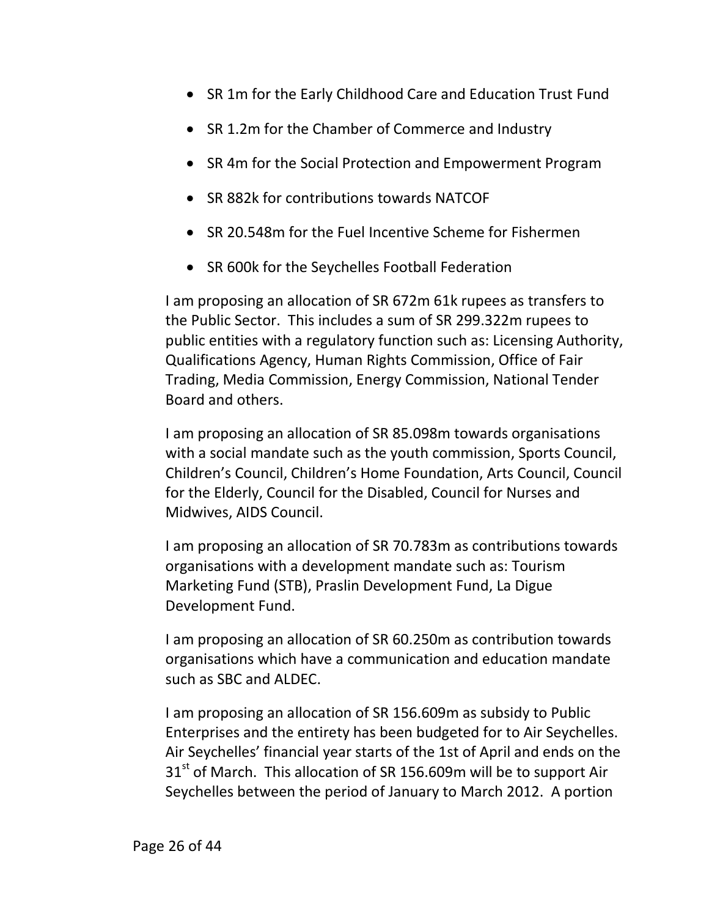- SR 1m for the Early Childhood Care and Education Trust Fund
- SR 1.2m for the Chamber of Commerce and Industry
- SR 4m for the Social Protection and Empowerment Program
- SR 882k for contributions towards NATCOF
- SR 20.548m for the Fuel Incentive Scheme for Fishermen
- SR 600k for the Seychelles Football Federation

I am proposing an allocation of SR 672m 61k rupees as transfers to the Public Sector. This includes a sum of SR 299.322m rupees to public entities with a regulatory function such as: Licensing Authority, Qualifications Agency, Human Rights Commission, Office of Fair Trading, Media Commission, Energy Commission, National Tender Board and others.

I am proposing an allocation of SR 85.098m towards organisations with a social mandate such as the youth commission, Sports Council, Children's Council, Children's Home Foundation, Arts Council, Council for the Elderly, Council for the Disabled, Council for Nurses and Midwives, AIDS Council.

I am proposing an allocation of SR 70.783m as contributions towards organisations with a development mandate such as: Tourism Marketing Fund (STB), Praslin Development Fund, La Digue Development Fund.

I am proposing an allocation of SR 60.250m as contribution towards organisations which have a communication and education mandate such as SBC and ALDEC.

I am proposing an allocation of SR 156.609m as subsidy to Public Enterprises and the entirety has been budgeted for to Air Seychelles. Air Seychelles' financial year starts of the 1st of April and ends on the 31st of March. This allocation of SR 156.609m will be to support Air Seychelles between the period of January to March 2012. A portion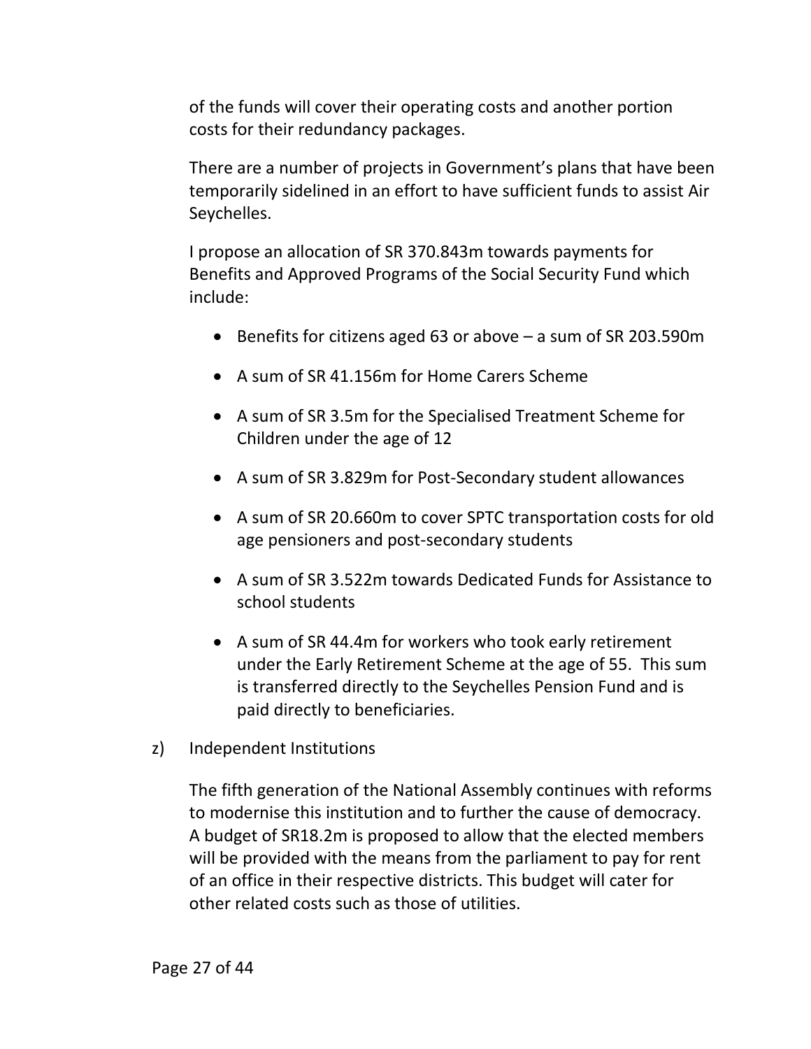of the funds will cover their operating costs and another portion costs for their redundancy packages.

There are a number of projects in Government's plans that have been temporarily sidelined in an effort to have sufficient funds to assist Air Seychelles.

I propose an allocation of SR 370.843m towards payments for Benefits and Approved Programs of the Social Security Fund which include:

- Benefits for citizens aged 63 or above – a sum of SR 203.590m
- A sum of SR 41.156m for Home Carers Scheme
- A sum of SR 3.5m for the Specialised Treatment Scheme for Children under the age of 12
- A sum of SR 3.829m for Post-Secondary student allowances
- A sum of SR 20.660m to cover SPTC transportation costs for old age pensioners and post-secondary students
- A sum of SR 3.522m towards Dedicated Funds for Assistance to school students
- A sum of SR 44.4m for workers who took early retirement under the Early Retirement Scheme at the age of 55. This sum is transferred directly to the Seychelles Pension Fund and is paid directly to beneficiaries.

z) Independent Institutions

The fifth generation of the National Assembly continues with reforms to modernise this institution and to further the cause of democracy. A budget of SR18.2m is proposed to allow that the elected members will be provided with the means from the parliament to pay for rent of an office in their respective districts. This budget will cater for other related costs such as those of utilities.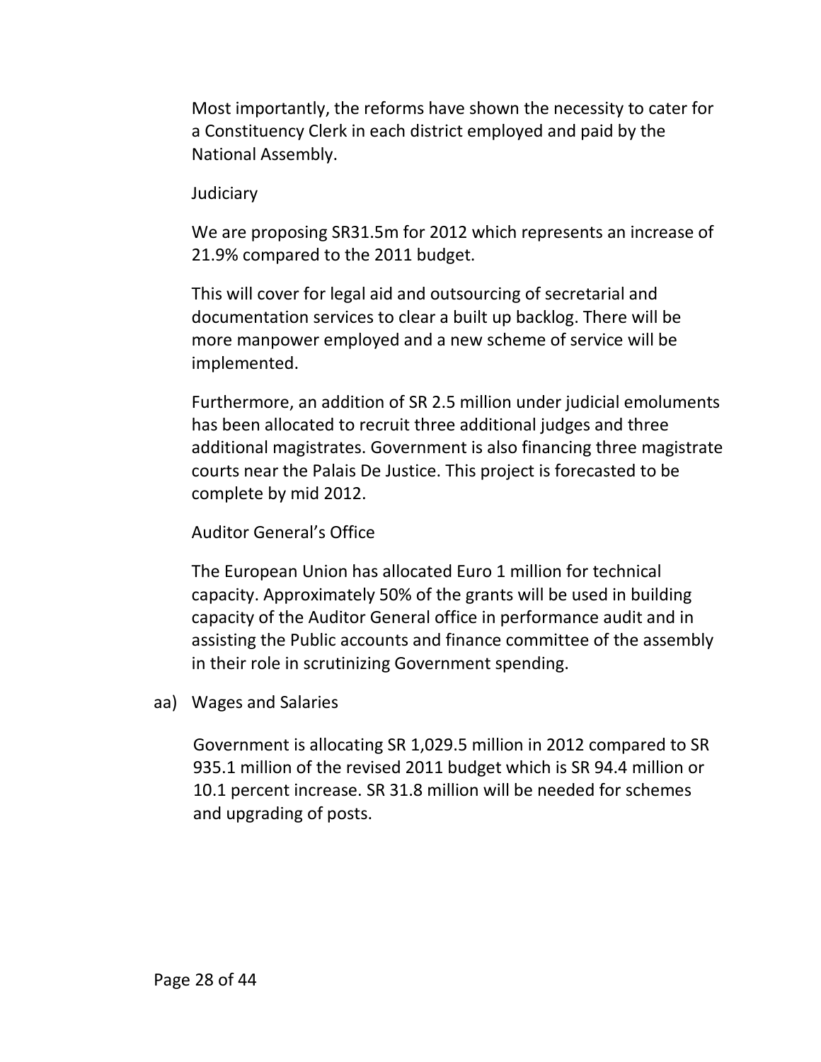Most importantly, the reforms have shown the necessity to cater for a Constituency Clerk in each district employed and paid by the National Assembly.

Judiciary

We are proposing SR31.5m for 2012 which represents an increase of 21.9% compared to the 2011 budget.

This will cover for legal aid and outsourcing of secretarial and documentation services to clear a built up backlog. There will be more manpower employed and a new scheme of service will be implemented.

Furthermore, an addition of SR 2.5 million under judicial emoluments has been allocated to recruit three additional judges and three additional magistrates. Government is also financing three magistrate courts near the Palais De Justice. This project is forecasted to be complete by mid 2012.

Auditor General's Office

The European Union has allocated Euro 1 million for technical capacity. Approximately 50% of the grants will be used in building capacity of the Auditor General office in performance audit and in assisting the Public accounts and finance committee of the assembly in their role in scrutinizing Government spending.

aa) Wages and Salaries

Government is allocating SR 1,029.5 million in 2012 compared to SR 935.1 million of the revised 2011 budget which is SR 94.4 million or 10.1 percent increase. SR 31.8 million will be needed for schemes and upgrading of posts.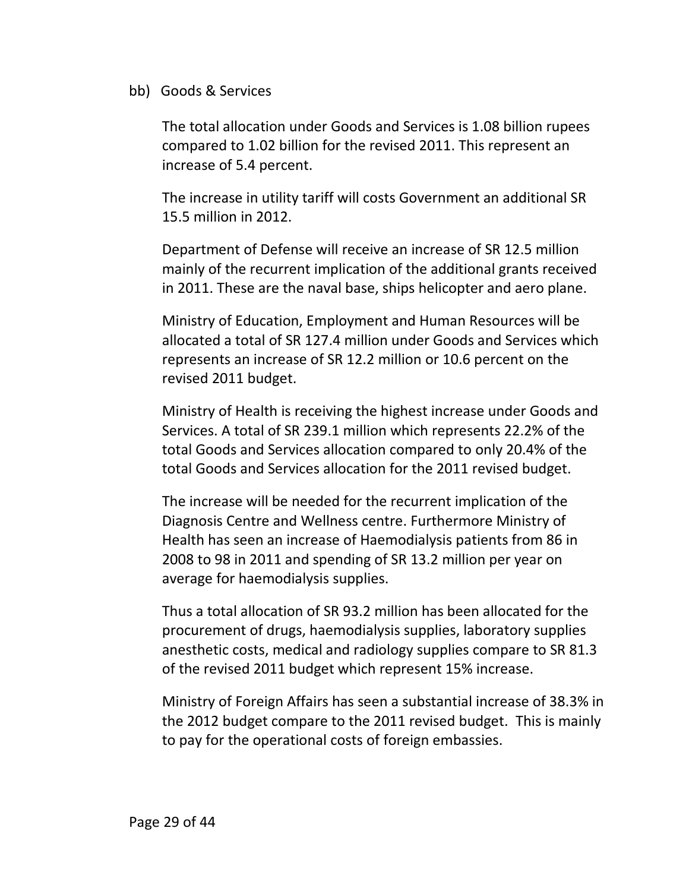bb) Goods & Services

The total allocation under Goods and Services is 1.08 billion rupees compared to 1.02 billion for the revised 2011. This represent an increase of 5.4 percent.

The increase in utility tariff will costs Government an additional SR 15.5 million in 2012.

Department of Defense will receive an increase of SR 12.5 million mainly of the recurrent implication of the additional grants received in 2011. These are the naval base, ships helicopter and aero plane.

Ministry of Education, Employment and Human Resources will be allocated a total of SR 127.4 million under Goods and Services which represents an increase of SR 12.2 million or 10.6 percent on the revised 2011 budget.

Ministry of Health is receiving the highest increase under Goods and Services. A total of SR 239.1 million which represents 22.2% of the total Goods and Services allocation compared to only 20.4% of the total Goods and Services allocation for the 2011 revised budget.

The increase will be needed for the recurrent implication of the Diagnosis Centre and Wellness centre. Furthermore Ministry of Health has seen an increase of Haemodialysis patients from 86 in 2008 to 98 in 2011 and spending of SR 13.2 million per year on average for haemodialysis supplies.

Thus a total allocation of SR 93.2 million has been allocated for the procurement of drugs, haemodialysis supplies, laboratory supplies anesthetic costs, medical and radiology supplies compare to SR 81.3 of the revised 2011 budget which represent 15% increase.

Ministry of Foreign Affairs has seen a substantial increase of 38.3% in the 2012 budget compare to the 2011 revised budget. This is mainly to pay for the operational costs of foreign embassies.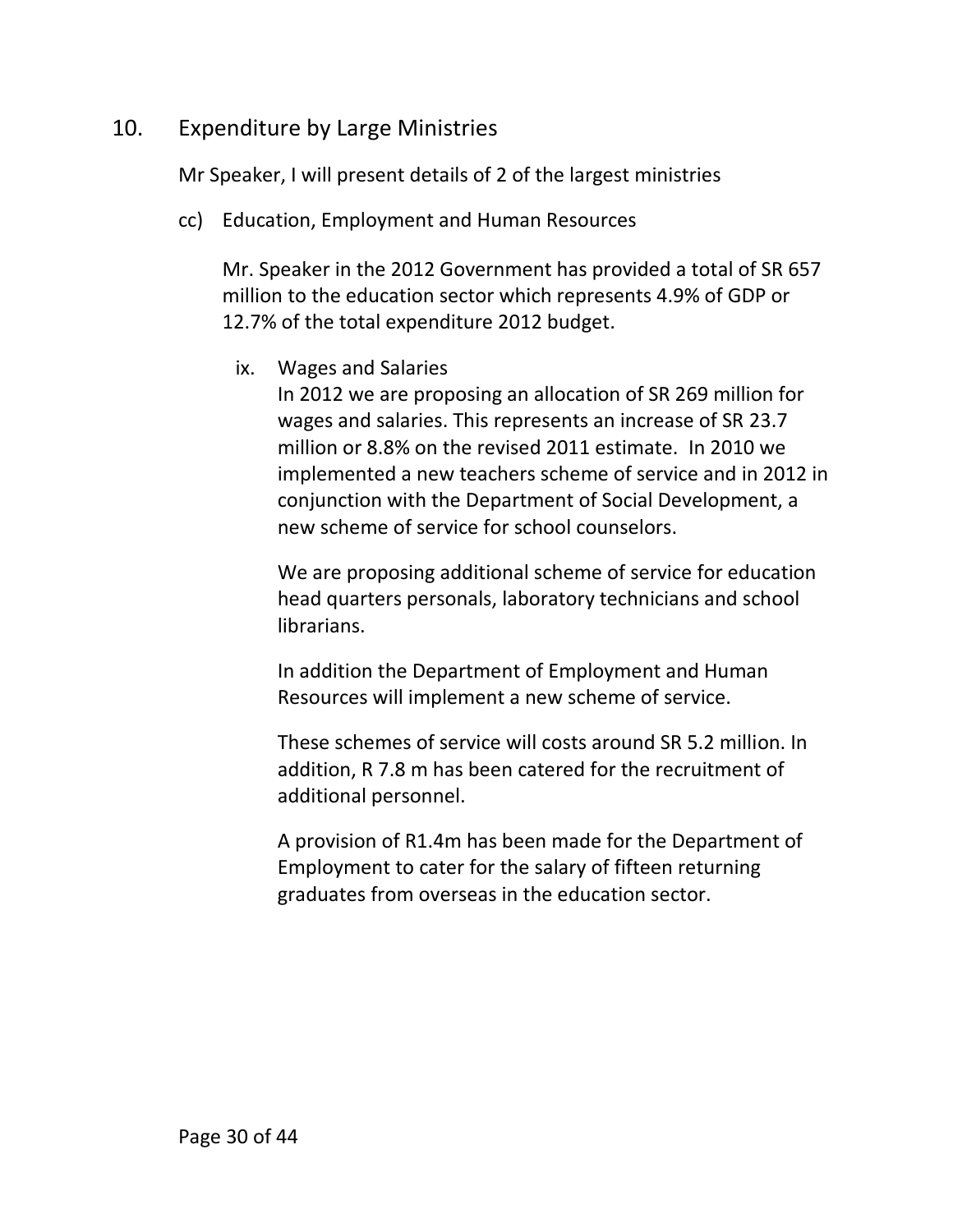## 10. Expenditure by Large Ministries

Mr Speaker, I will present details of 2 of the largest ministries

cc) Education, Employment and Human Resources

Mr. Speaker in the 2012 Government has provided a total of SR 657 million to the education sector which represents 4.9% of GDP or 12.7% of the total expenditure 2012 budget.

ix. Wages and Salaries

In 2012 we are proposing an allocation of SR 269 million for wages and salaries. This represents an increase of SR 23.7 million or 8.8% on the revised 2011 estimate. In 2010 we implemented a new teachers scheme of service and in 2012 in conjunction with the Department of Social Development, a new scheme of service for school counselors.

We are proposing additional scheme of service for education head quarters personals, laboratory technicians and school librarians.

In addition the Department of Employment and Human Resources will implement a new scheme of service.

These schemes of service will costs around SR 5.2 million. In addition, R 7.8 m has been catered for the recruitment of additional personnel.

A provision of R1.4m has been made for the Department of Employment to cater for the salary of fifteen returning graduates from overseas in the education sector.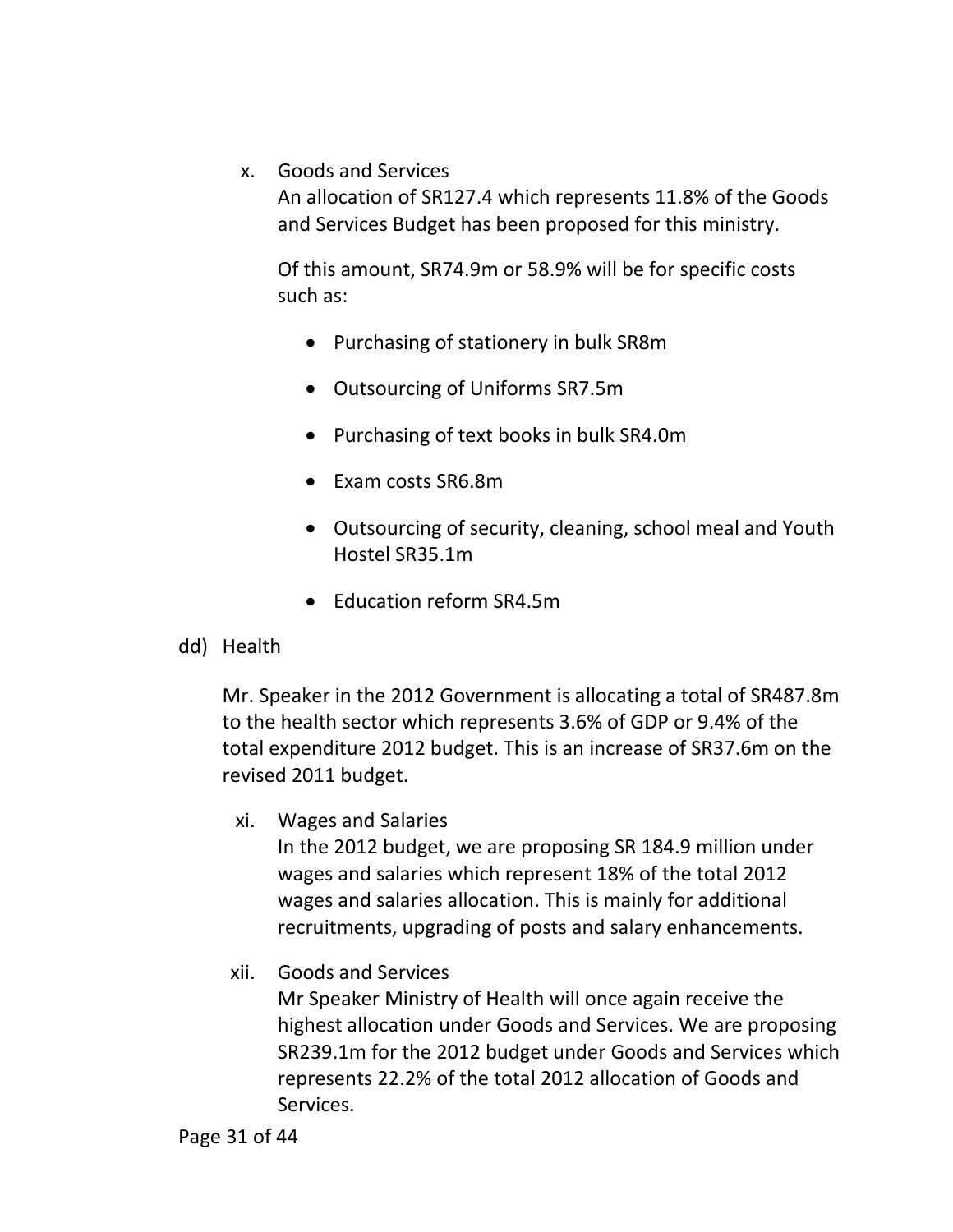x. Goods and Services

   An allocation of SR127.4 which represents 11.8% of the Goods and Services Budget has been proposed for this ministry.

   Of this amount, SR74.9m or 58.9% will be for specific costs such as:

   - Purchasing of stationery in bulk SR8m
   - Outsourcing of Uniforms SR7.5m
   - Purchasing of text books in bulk SR4.0m
   - Exam costs SR6.8m
   - Outsourcing of security, cleaning, school meal and Youth Hostel SR35.1m
   - Education reform SR4.5m

dd) Health

Mr. Speaker in the 2012 Government is allocating a total of SR487.8m to the health sector which represents 3.6% of GDP or 9.4% of the total expenditure 2012 budget. This is an increase of SR37.6m on the revised 2011 budget.

xi. Wages and Salaries

   In the 2012 budget, we are proposing SR 184.9 million under wages and salaries which represent 18% of the total 2012 wages and salaries allocation. This is mainly for additional recruitments, upgrading of posts and salary enhancements.

xii. Goods and Services

   Mr Speaker Ministry of Health will once again receive the highest allocation under Goods and Services. We are proposing SR239.1m for the 2012 budget under Goods and Services which represents 22.2% of the total 2012 allocation of Goods and Services.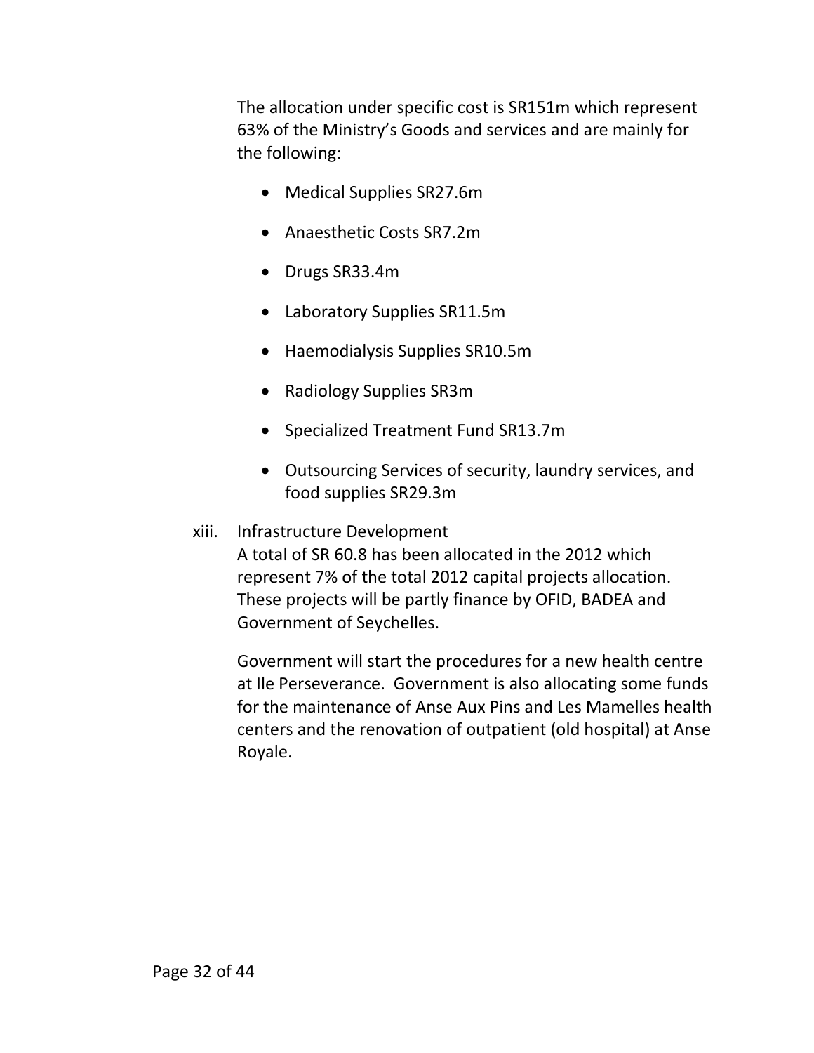The allocation under specific cost is SR151m which represent 63% of the Ministry's Goods and services and are mainly for the following:

- Medical Supplies SR27.6m
- Anaesthetic Costs SR7.2m
- Drugs SR33.4m
- Laboratory Supplies SR11.5m
- Haemodialysis Supplies SR10.5m
- Radiology Supplies SR3m
- Specialized Treatment Fund SR13.7m
- Outsourcing Services of security, laundry services, and food supplies SR29.3m

xiii. Infrastructure Development

A total of SR 60.8 has been allocated in the 2012 which represent 7% of the total 2012 capital projects allocation. These projects will be partly finance by OFID, BADEA and Government of Seychelles.

Government will start the procedures for a new health centre at Ile Perseverance. Government is also allocating some funds for the maintenance of Anse Aux Pins and Les Mamelles health centers and the renovation of outpatient (old hospital) at Anse Royale.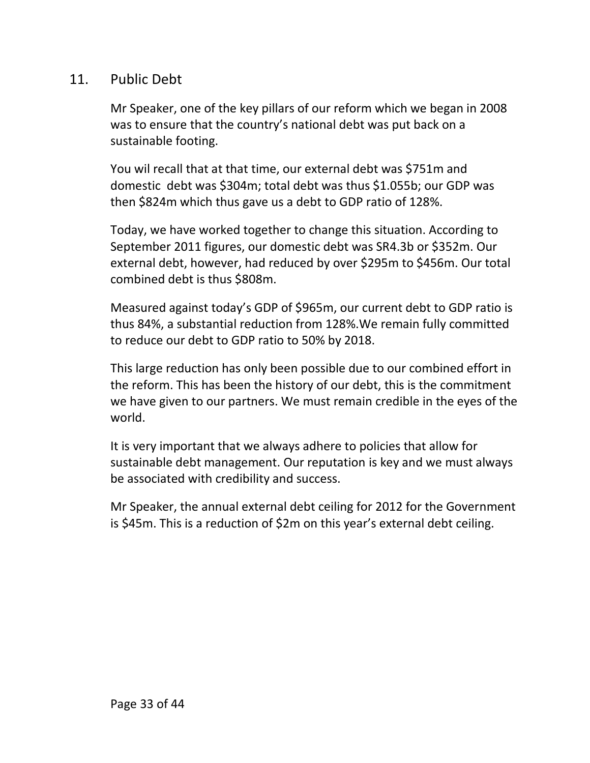## 11. Public Debt

Mr Speaker, one of the key pillars of our reform which we began in 2008 was to ensure that the country's national debt was put back on a sustainable footing.

You wil recall that at that time, our external debt was $751m and domestic debt was $304m; total debt was thus $1.055b; our GDP was then $824m which thus gave us a debt to GDP ratio of 128%.

Today, we have worked together to change this situation. According to September 2011 figures, our domestic debt was SR4.3b or $352m. Our external debt, however, had reduced by over $295m to $456m. Our total combined debt is thus $808m.

Measured against today's GDP of $965m, our current debt to GDP ratio is thus 84%, a substantial reduction from 128%.We remain fully committed to reduce our debt to GDP ratio to 50% by 2018.

This large reduction has only been possible due to our combined effort in the reform. This has been the history of our debt, this is the commitment we have given to our partners. We must remain credible in the eyes of the world.

It is very important that we always adhere to policies that allow for sustainable debt management. Our reputation is key and we must always be associated with credibility and success.

Mr Speaker, the annual external debt ceiling for 2012 for the Government is $45m. This is a reduction of $2m on this year's external debt ceiling.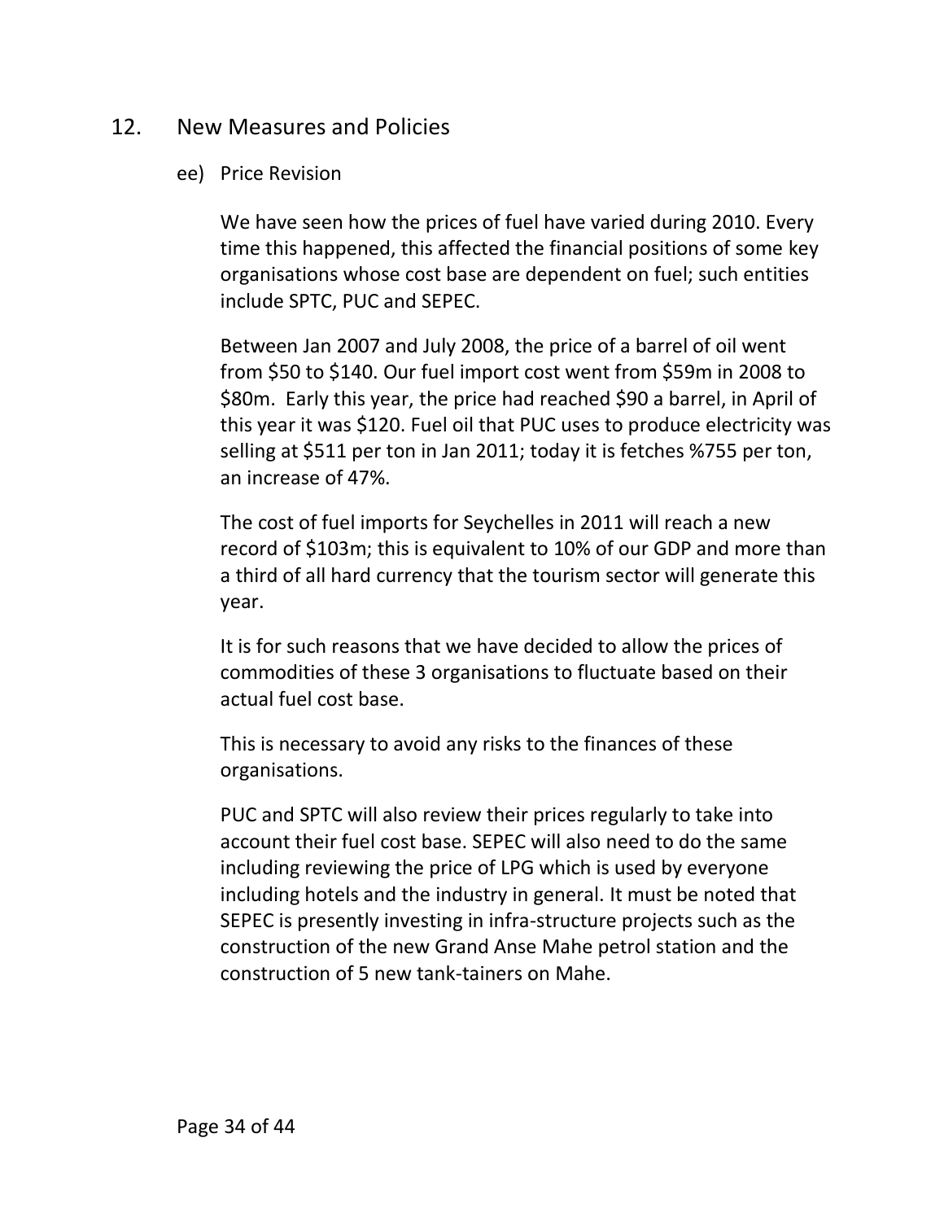## 12. New Measures and Policies

### ee) Price Revision

We have seen how the prices of fuel have varied during 2010. Every time this happened, this affected the financial positions of some key organisations whose cost base are dependent on fuel; such entities include SPTC, PUC and SEPEC.

Between Jan 2007 and July 2008, the price of a barrel of oil went from $50 to $140. Our fuel import cost went from $59m in 2008 to $80m. Early this year, the price had reached $90 a barrel, in April of this year it was $120. Fuel oil that PUC uses to produce electricity was selling at $511 per ton in Jan 2011; today it is fetches %755 per ton, an increase of 47%.

The cost of fuel imports for Seychelles in 2011 will reach a new record of $103m; this is equivalent to 10% of our GDP and more than a third of all hard currency that the tourism sector will generate this year.

It is for such reasons that we have decided to allow the prices of commodities of these 3 organisations to fluctuate based on their actual fuel cost base.

This is necessary to avoid any risks to the finances of these organisations.

PUC and SPTC will also review their prices regularly to take into account their fuel cost base. SEPEC will also need to do the same including reviewing the price of LPG which is used by everyone including hotels and the industry in general. It must be noted that SEPEC is presently investing in infra-structure projects such as the construction of the new Grand Anse Mahe petrol station and the construction of 5 new tank-tainers on Mahe.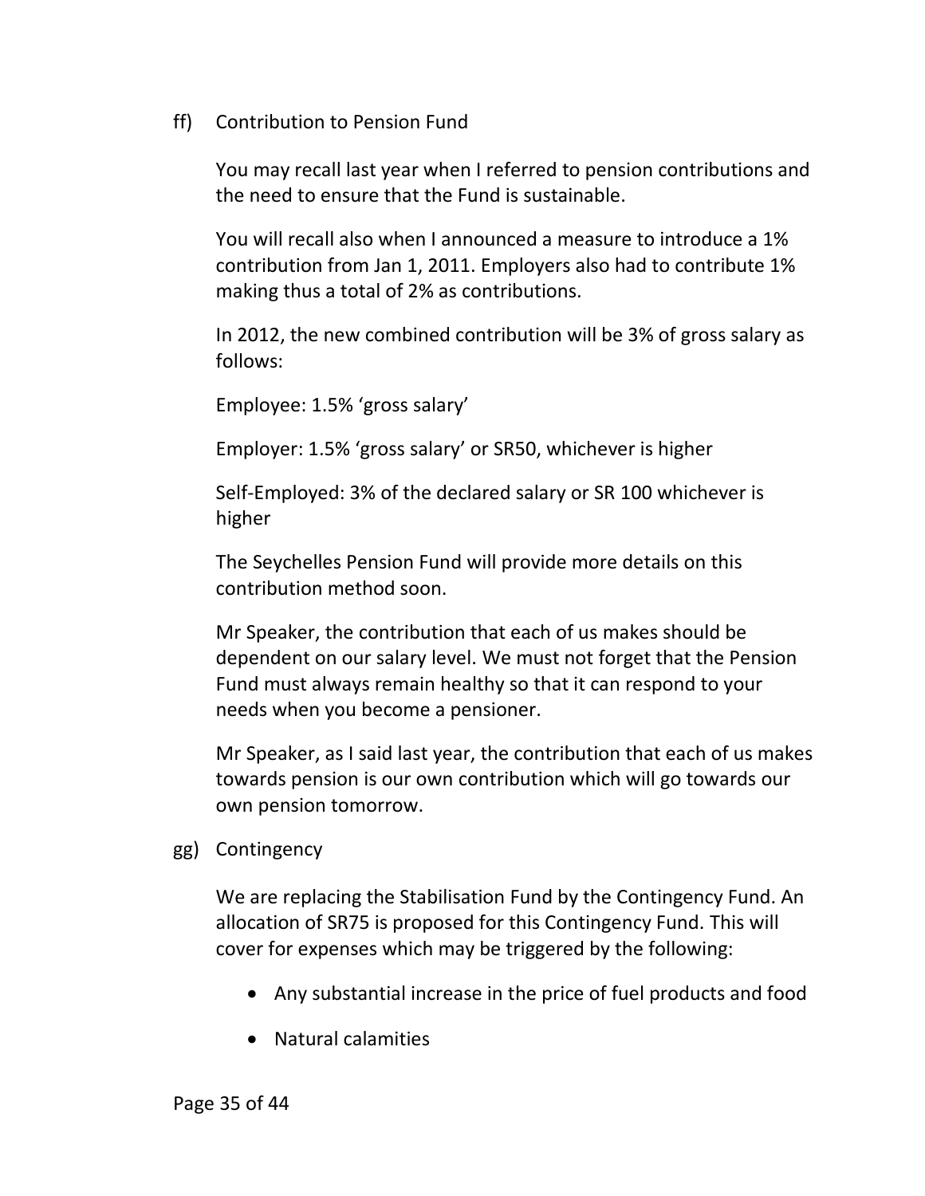ff) Contribution to Pension Fund

You may recall last year when I referred to pension contributions and the need to ensure that the Fund is sustainable.

You will recall also when I announced a measure to introduce a 1% contribution from Jan 1, 2011. Employers also had to contribute 1% making thus a total of 2% as contributions.

In 2012, the new combined contribution will be 3% of gross salary as follows:

Employee: 1.5% 'gross salary'

Employer: 1.5% 'gross salary' or SR50, whichever is higher

Self-Employed: 3% of the declared salary or SR 100 whichever is higher

The Seychelles Pension Fund will provide more details on this contribution method soon.

Mr Speaker, the contribution that each of us makes should be dependent on our salary level. We must not forget that the Pension Fund must always remain healthy so that it can respond to your needs when you become a pensioner.

Mr Speaker, as I said last year, the contribution that each of us makes towards pension is our own contribution which will go towards our own pension tomorrow.

gg) Contingency

We are replacing the Stabilisation Fund by the Contingency Fund. An allocation of SR75 is proposed for this Contingency Fund. This will cover for expenses which may be triggered by the following:

- Any substantial increase in the price of fuel products and food
- Natural calamities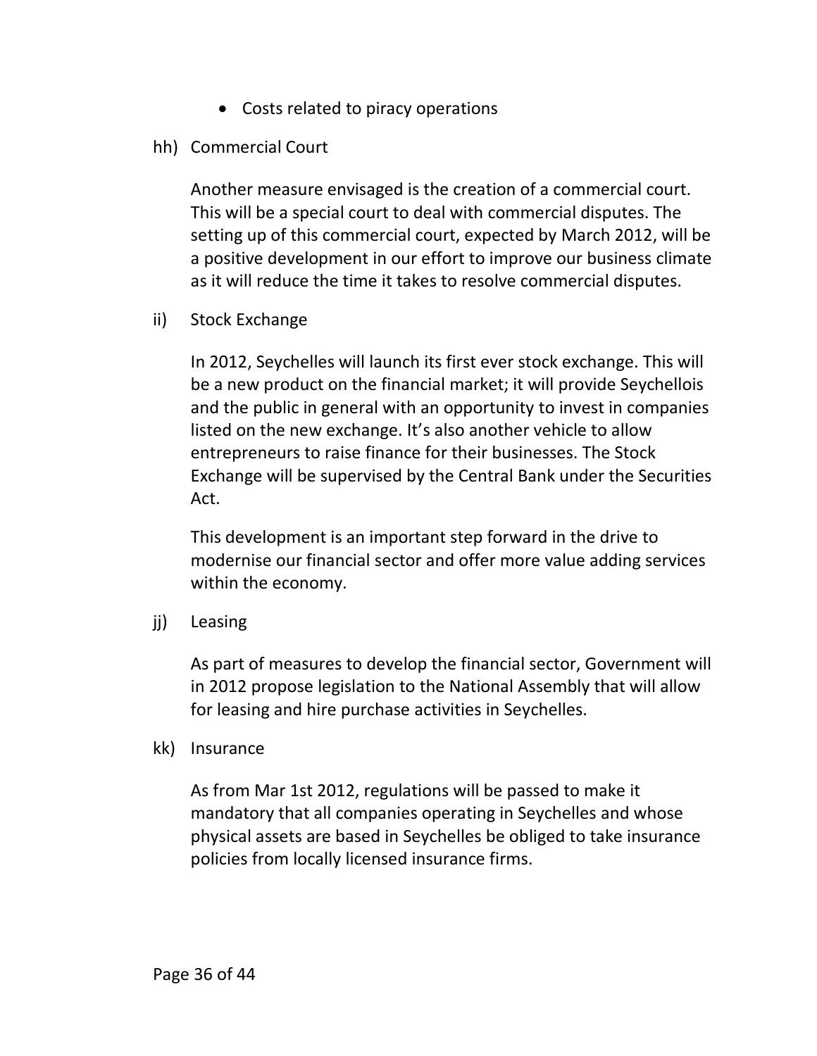- Costs related to piracy operations

hh) Commercial Court

Another measure envisaged is the creation of a commercial court. This will be a special court to deal with commercial disputes. The setting up of this commercial court, expected by March 2012, will be a positive development in our effort to improve our business climate as it will reduce the time it takes to resolve commercial disputes.

ii) Stock Exchange

In 2012, Seychelles will launch its first ever stock exchange. This will be a new product on the financial market; it will provide Seychellois and the public in general with an opportunity to invest in companies listed on the new exchange. It's also another vehicle to allow entrepreneurs to raise finance for their businesses. The Stock Exchange will be supervised by the Central Bank under the Securities Act.

This development is an important step forward in the drive to modernise our financial sector and offer more value adding services within the economy.

jj) Leasing

As part of measures to develop the financial sector, Government will in 2012 propose legislation to the National Assembly that will allow for leasing and hire purchase activities in Seychelles.

kk) Insurance

As from Mar 1st 2012, regulations will be passed to make it mandatory that all companies operating in Seychelles and whose physical assets are based in Seychelles be obliged to take insurance policies from locally licensed insurance firms.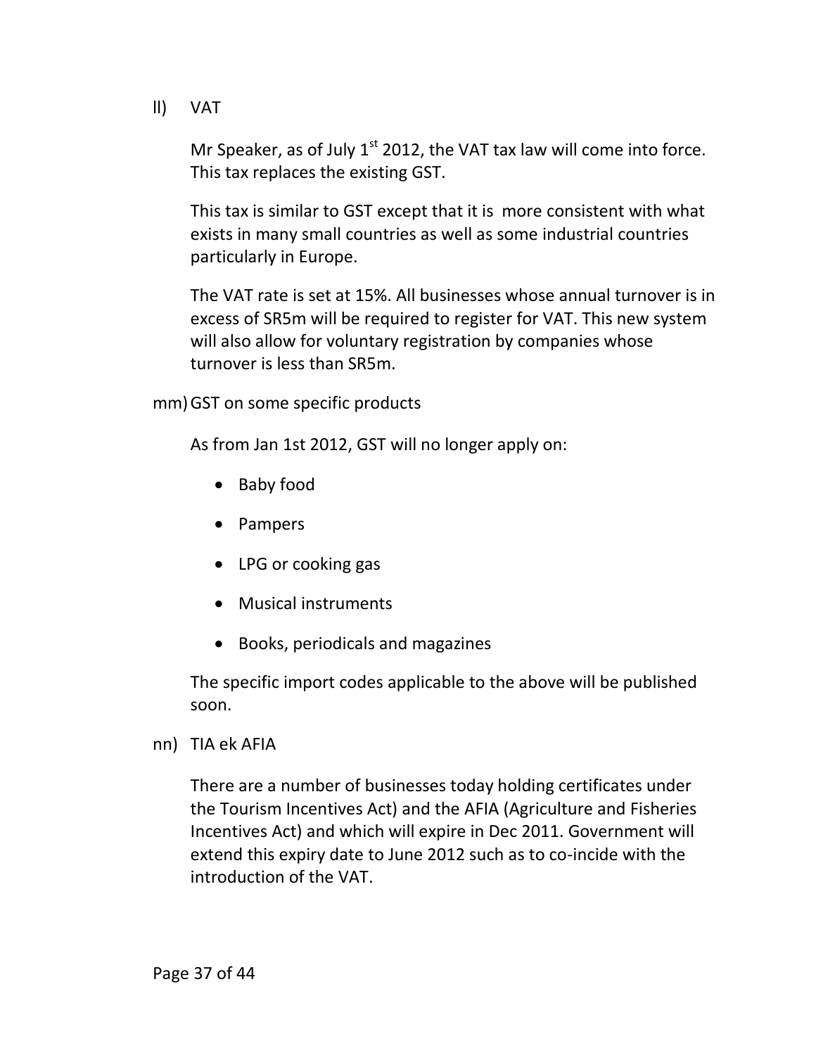ll) VAT

Mr Speaker, as of July 1st 2012, the VAT tax law will come into force. This tax replaces the existing GST.

This tax is similar to GST except that it is more consistent with what exists in many small countries as well as some industrial countries particularly in Europe.

The VAT rate is set at 15%. All businesses whose annual turnover is in excess of SR5m will be required to register for VAT. This new system will also allow for voluntary registration by companies whose turnover is less than SR5m.

mm) GST on some specific products

As from Jan 1st 2012, GST will no longer apply on:

- Baby food
- Pampers
- LPG or cooking gas
- Musical instruments
- Books, periodicals and magazines

The specific import codes applicable to the above will be published soon.

nn) TIA ek AFIA

There are a number of businesses today holding certificates under the Tourism Incentives Act) and the AFIA (Agriculture and Fisheries Incentives Act) and which will expire in Dec 2011. Government will extend this expiry date to June 2012 such as to co-incide with the introduction of the VAT.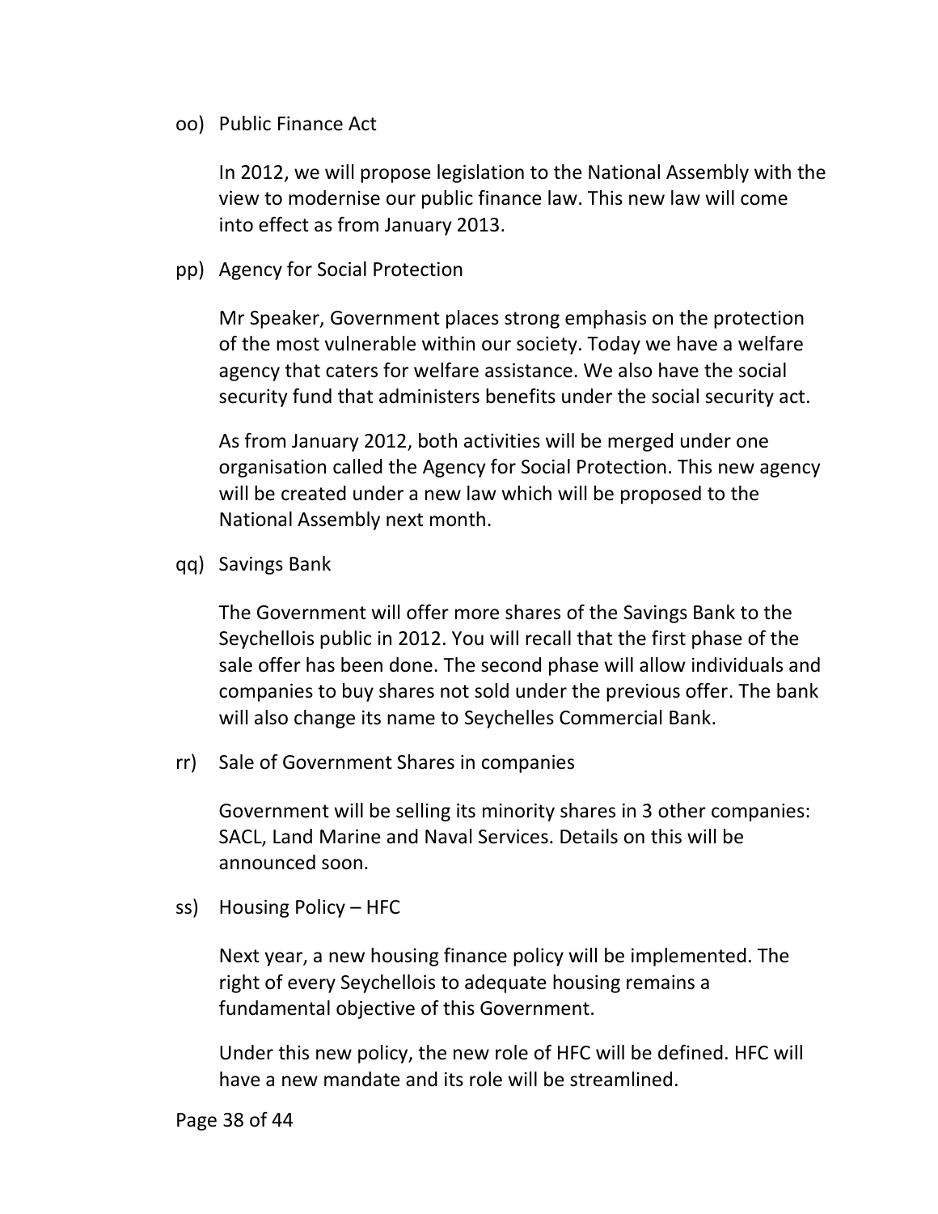oo) Public Finance Act

In 2012, we will propose legislation to the National Assembly with the view to modernise our public finance law. This new law will come into effect as from January 2013.

pp) Agency for Social Protection

Mr Speaker, Government places strong emphasis on the protection of the most vulnerable within our society. Today we have a welfare agency that caters for welfare assistance. We also have the social security fund that administers benefits under the social security act.

As from January 2012, both activities will be merged under one organisation called the Agency for Social Protection. This new agency will be created under a new law which will be proposed to the National Assembly next month.

qq) Savings Bank

The Government will offer more shares of the Savings Bank to the Seychellois public in 2012. You will recall that the first phase of the sale offer has been done. The second phase will allow individuals and companies to buy shares not sold under the previous offer. The bank will also change its name to Seychelles Commercial Bank.

rr) Sale of Government Shares in companies

Government will be selling its minority shares in 3 other companies: SACL, Land Marine and Naval Services. Details on this will be announced soon.

ss) Housing Policy – HFC

Next year, a new housing finance policy will be implemented. The right of every Seychellois to adequate housing remains a fundamental objective of this Government.

Under this new policy, the new role of HFC will be defined. HFC will have a new mandate and its role will be streamlined.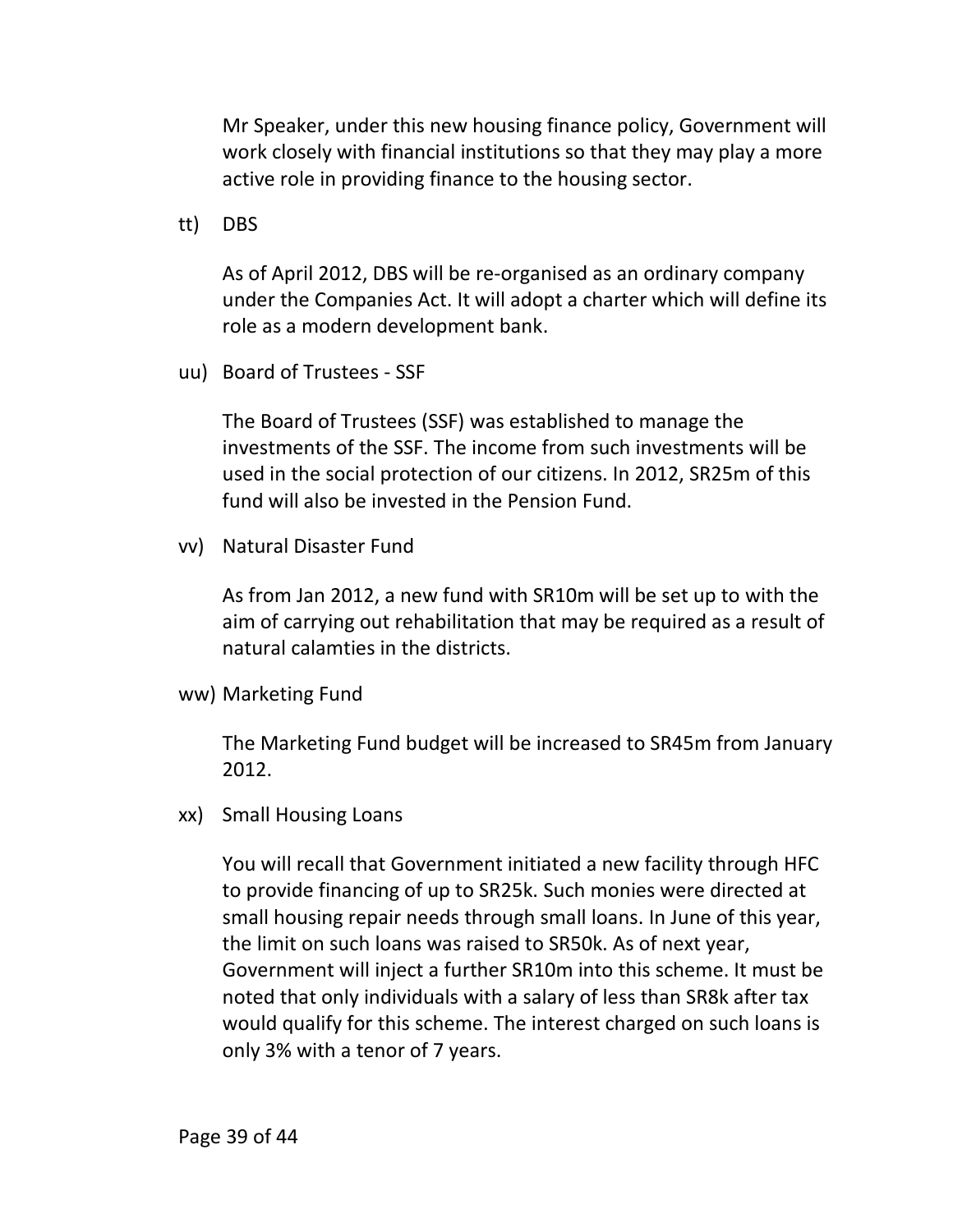Mr Speaker, under this new housing finance policy, Government will work closely with financial institutions so that they may play a more active role in providing finance to the housing sector.

tt) DBS

As of April 2012, DBS will be re-organised as an ordinary company under the Companies Act. It will adopt a charter which will define its role as a modern development bank.

uu) Board of Trustees - SSF

The Board of Trustees (SSF) was established to manage the investments of the SSF. The income from such investments will be used in the social protection of our citizens. In 2012, SR25m of this fund will also be invested in the Pension Fund.

vv) Natural Disaster Fund

As from Jan 2012, a new fund with SR10m will be set up to with the aim of carrying out rehabilitation that may be required as a result of natural calamties in the districts.

ww) Marketing Fund

The Marketing Fund budget will be increased to SR45m from January 2012.

xx) Small Housing Loans

You will recall that Government initiated a new facility through HFC to provide financing of up to SR25k. Such monies were directed at small housing repair needs through small loans. In June of this year, the limit on such loans was raised to SR50k. As of next year, Government will inject a further SR10m into this scheme. It must be noted that only individuals with a salary of less than SR8k after tax would qualify for this scheme. The interest charged on such loans is only 3% with a tenor of 7 years.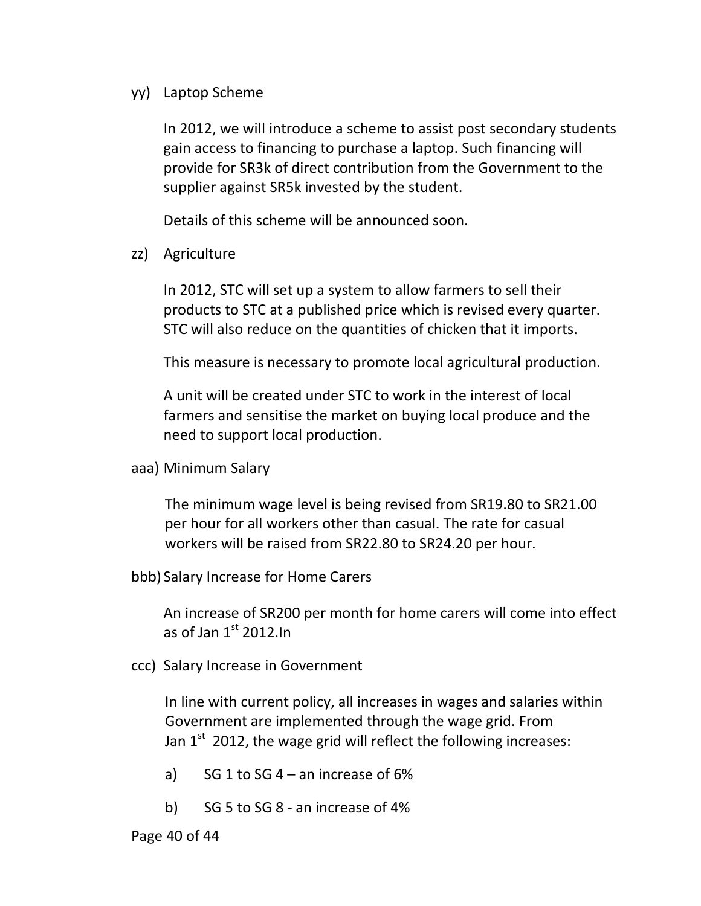yy) Laptop Scheme

In 2012, we will introduce a scheme to assist post secondary students gain access to financing to purchase a laptop. Such financing will provide for SR3k of direct contribution from the Government to the supplier against SR5k invested by the student.

Details of this scheme will be announced soon.

zz) Agriculture

In 2012, STC will set up a system to allow farmers to sell their products to STC at a published price which is revised every quarter. STC will also reduce on the quantities of chicken that it imports.

This measure is necessary to promote local agricultural production.

A unit will be created under STC to work in the interest of local farmers and sensitise the market on buying local produce and the need to support local production.

aaa) Minimum Salary

The minimum wage level is being revised from SR19.80 to SR21.00 per hour for all workers other than casual. The rate for casual workers will be raised from SR22.80 to SR24.20 per hour.

bbb) Salary Increase for Home Carers

An increase of SR200 per month for home carers will come into effect as of Jan 1st 2012.In

ccc) Salary Increase in Government

In line with current policy, all increases in wages and salaries within Government are implemented through the wage grid. From Jan 1st 2012, the wage grid will reflect the following increases:

a) SG 1 to SG 4 – an increase of 6%

b) SG 5 to SG 8 - an increase of 4%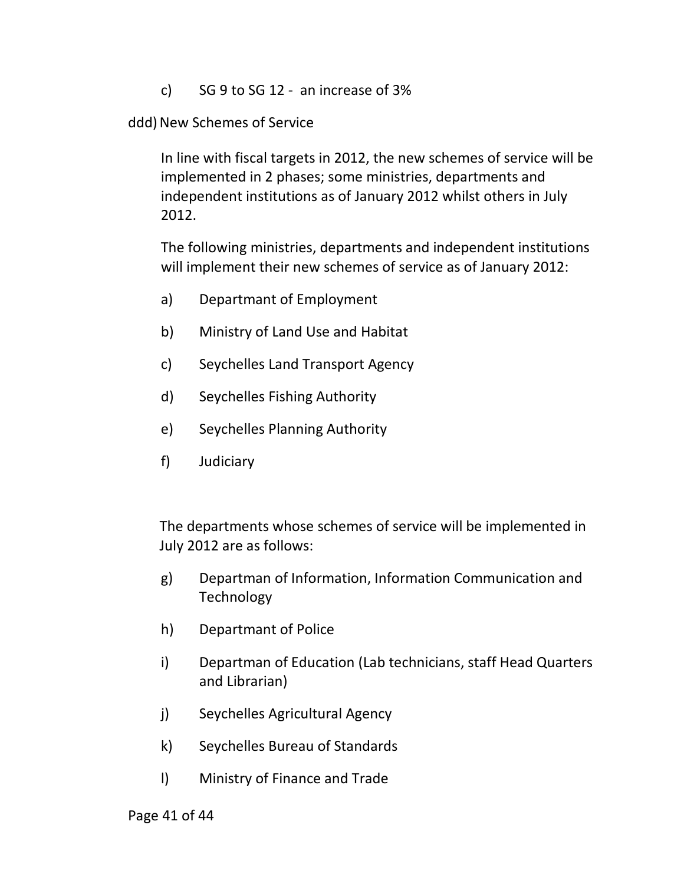c) SG 9 to SG 12 - an increase of 3%

ddd) New Schemes of Service

In line with fiscal targets in 2012, the new schemes of service will be implemented in 2 phases; some ministries, departments and independent institutions as of January 2012 whilst others in July 2012.

The following ministries, departments and independent institutions will implement their new schemes of service as of January 2012:

a) Departmant of Employment

b) Ministry of Land Use and Habitat

c) Seychelles Land Transport Agency

d) Seychelles Fishing Authority

e) Seychelles Planning Authority

f) Judiciary

The departments whose schemes of service will be implemented in July 2012 are as follows:

g) Departman of Information, Information Communication and Technology

h) Departmant of Police

i) Departman of Education (Lab technicians, staff Head Quarters and Librarian)

j) Seychelles Agricultural Agency

k) Seychelles Bureau of Standards

l) Ministry of Finance and Trade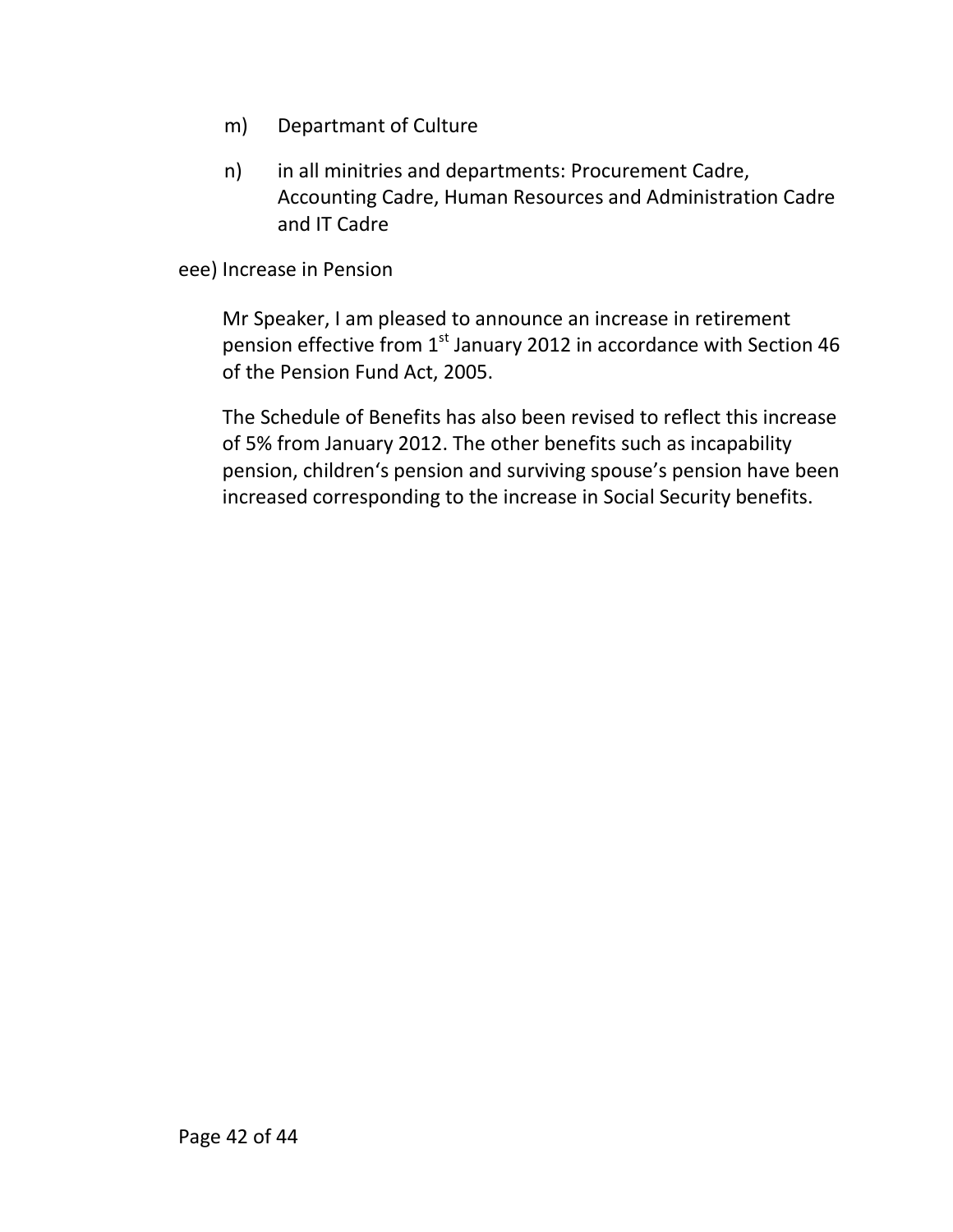m) Departmant of Culture

n) in all minitries and departments: Procurement Cadre, Accounting Cadre, Human Resources and Administration Cadre and IT Cadre

eee) Increase in Pension

Mr Speaker, I am pleased to announce an increase in retirement pension effective from 1st January 2012 in accordance with Section 46 of the Pension Fund Act, 2005.

The Schedule of Benefits has also been revised to reflect this increase of 5% from January 2012. The other benefits such as incapability pension, children's pension and surviving spouse's pension have been increased corresponding to the increase in Social Security benefits.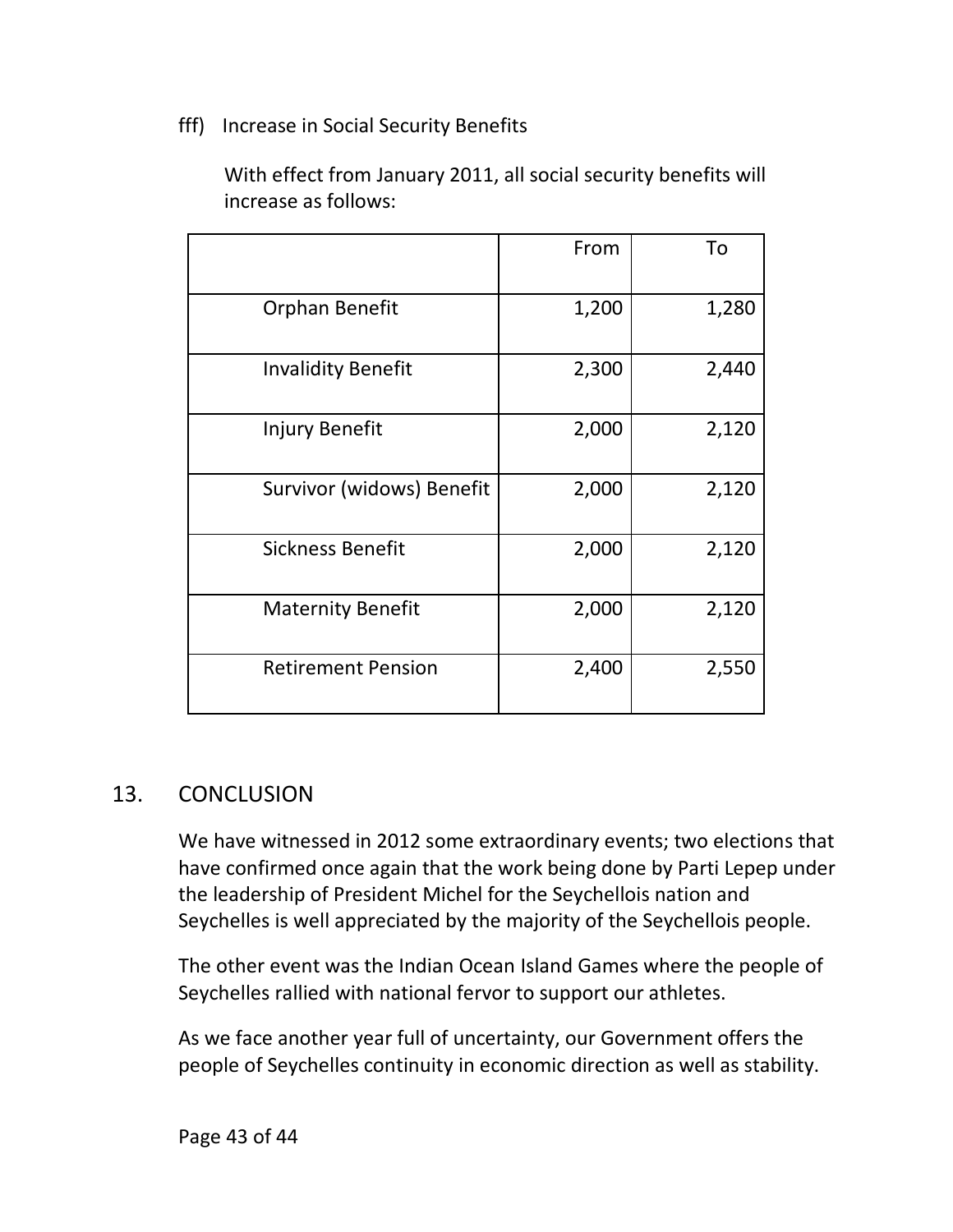fff) Increase in Social Security Benefits

With effect from January 2011, all social security benefits will increase as follows:

| | From | To |
|---|---|---|
| Orphan Benefit | 1,200 | 1,280 |
| Invalidity Benefit | 2,300 | 2,440 |
| Injury Benefit | 2,000 | 2,120 |
| Survivor (widows) Benefit | 2,000 | 2,120 |
| Sickness Benefit | 2,000 | 2,120 |
| Maternity Benefit | 2,000 | 2,120 |
| Retirement Pension | 2,400 | 2,550 |

## 13. CONCLUSION

We have witnessed in 2012 some extraordinary events; two elections that have confirmed once again that the work being done by Parti Lepep under the leadership of President Michel for the Seychellois nation and Seychelles is well appreciated by the majority of the Seychellois people.

The other event was the Indian Ocean Island Games where the people of Seychelles rallied with national fervor to support our athletes.

As we face another year full of uncertainty, our Government offers the people of Seychelles continuity in economic direction as well as stability.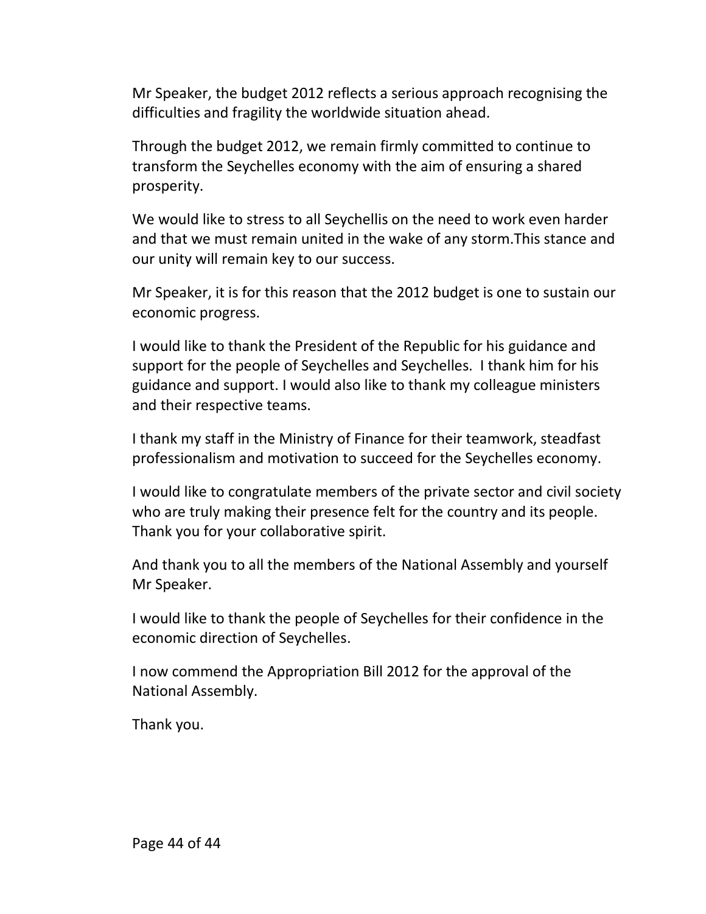Mr Speaker, the budget 2012 reflects a serious approach recognising the difficulties and fragility the worldwide situation ahead.

Through the budget 2012, we remain firmly committed to continue to transform the Seychelles economy with the aim of ensuring a shared prosperity.

We would like to stress to all Seychellis on the need to work even harder and that we must remain united in the wake of any storm.This stance and our unity will remain key to our success.

Mr Speaker, it is for this reason that the 2012 budget is one to sustain our economic progress.

I would like to thank the President of the Republic for his guidance and support for the people of Seychelles and Seychelles. I thank him for his guidance and support. I would also like to thank my colleague ministers and their respective teams.

I thank my staff in the Ministry of Finance for their teamwork, steadfast professionalism and motivation to succeed for the Seychelles economy.

I would like to congratulate members of the private sector and civil society who are truly making their presence felt for the country and its people. Thank you for your collaborative spirit.

And thank you to all the members of the National Assembly and yourself Mr Speaker.

I would like to thank the people of Seychelles for their confidence in the economic direction of Seychelles.

I now commend the Appropriation Bill 2012 for the approval of the National Assembly.

Thank you.